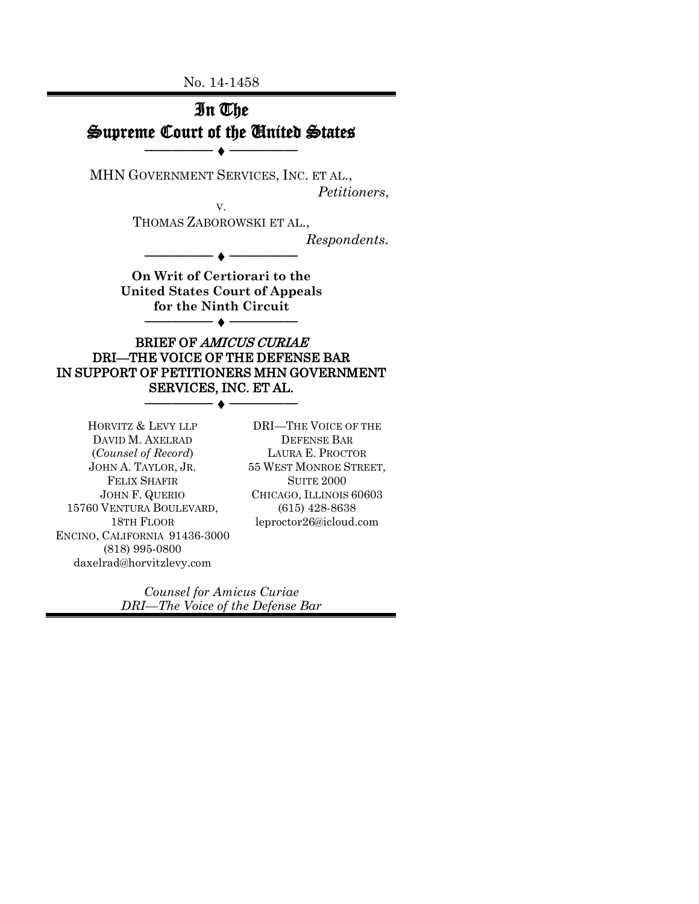No. 14-1458

# In The Supreme Court of the United States

―――――――― ♦ ――――――――

MHN GOVERNMENT SERVICES, INC. ET AL.,

*Petitioners*,

v.

THOMAS ZABOROWSKI ET AL.,

*Respondents.*

―――――――― ♦ ――――――――

**On Writ of Certiorari to the United States Court of Appeals for the Ninth Circuit**

―――――――― ♦ ――――――――

## BRIEF OF *AMICUS CURIAE* DRI—THE VOICE OF THE DEFENSE BAR IN SUPPORT OF PETITIONERS MHN GOVERNMENT SERVICES, INC. ET AL.

―――――――― ♦ ――――――――

HORVITZ & LEVY LLP
DAVID M. AXELRAD
(*Counsel of Record*)
JOHN A. TAYLOR, JR.
FELIX SHAFIR
JOHN F. QUERIO
15760 VENTURA BOULEVARD, 18TH FLOOR
ENCINO, CALIFORNIA 91436-3000
(818) 995-0800
daxelrad@horvitzlevy.com

DRI—THE VOICE OF THE DEFENSE BAR
LAURA E. PROCTOR
55 WEST MONROE STREET, SUITE 2000
CHICAGO, ILLINOIS 60603
(615) 428-8638
leproctor26@icloud.com

*Counsel for Amicus Curiae DRI—The Voice of the Defense Bar*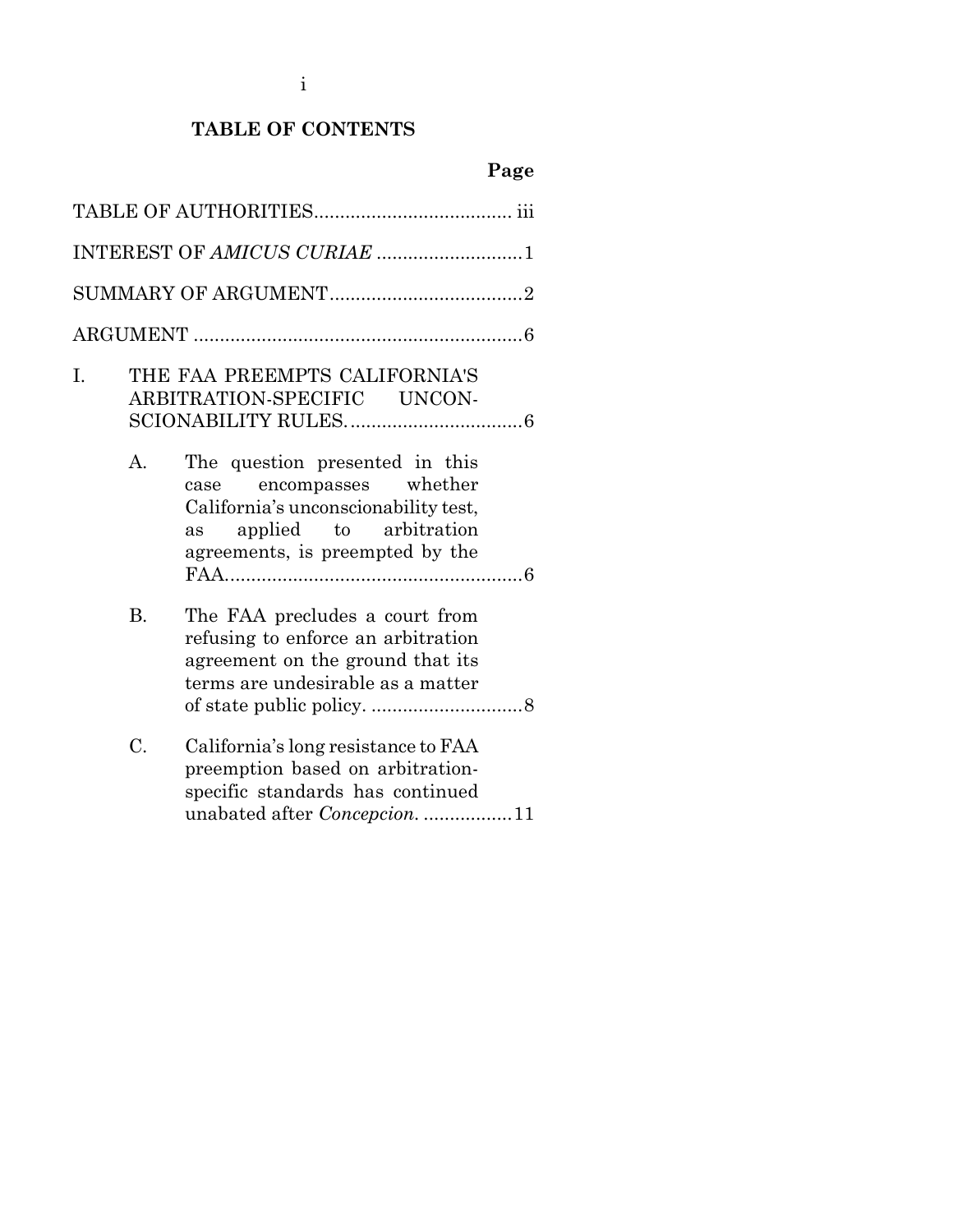# TABLE OF CONTENTS

| | Page |
|---|---|
| TABLE OF AUTHORITIES | iii |
| INTEREST OF *AMICUS CURIAE* | 1 |
| SUMMARY OF ARGUMENT | 2 |
| ARGUMENT | 6 |
| I. THE FAA PREEMPTS CALIFORNIA'S ARBITRATION-SPECIFIC UNCONSCIONABILITY RULES. | 6 |
| A. The question presented in this case encompasses whether California's unconscionability test, as applied to arbitration agreements, is preempted by the FAA. | 6 |
| B. The FAA precludes a court from refusing to enforce an arbitration agreement on the ground that its terms are undesirable as a matter of state public policy. | 8 |
| C. California's long resistance to FAA preemption based on arbitration-specific standards has continued unabated after *Concepcion*. | 11 |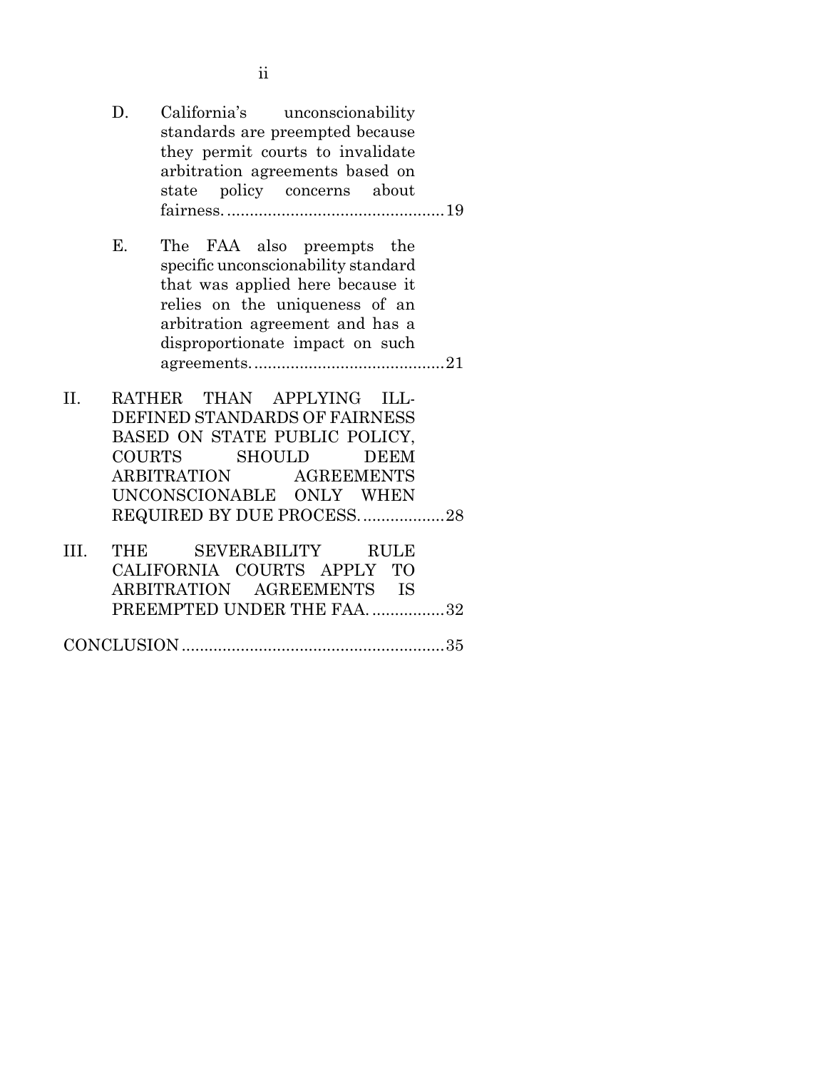D. California's unconscionability standards are preempted because they permit courts to invalidate arbitration agreements based on state policy concerns about fairness. ................................................ 19

E. The FAA also preempts the specific unconscionability standard that was applied here because it relies on the uniqueness of an arbitration agreement and has a disproportionate impact on such agreements. .......................................... 21

II. RATHER THAN APPLYING ILL-DEFINED STANDARDS OF FAIRNESS BASED ON STATE PUBLIC POLICY, COURTS SHOULD DEEM ARBITRATION AGREEMENTS UNCONSCIONABLE ONLY WHEN REQUIRED BY DUE PROCESS. .................. 28

III. THE SEVERABILITY RULE CALIFORNIA COURTS APPLY TO ARBITRATION AGREEMENTS IS PREEMPTED UNDER THE FAA. ................ 32

CONCLUSION .......................................................... 35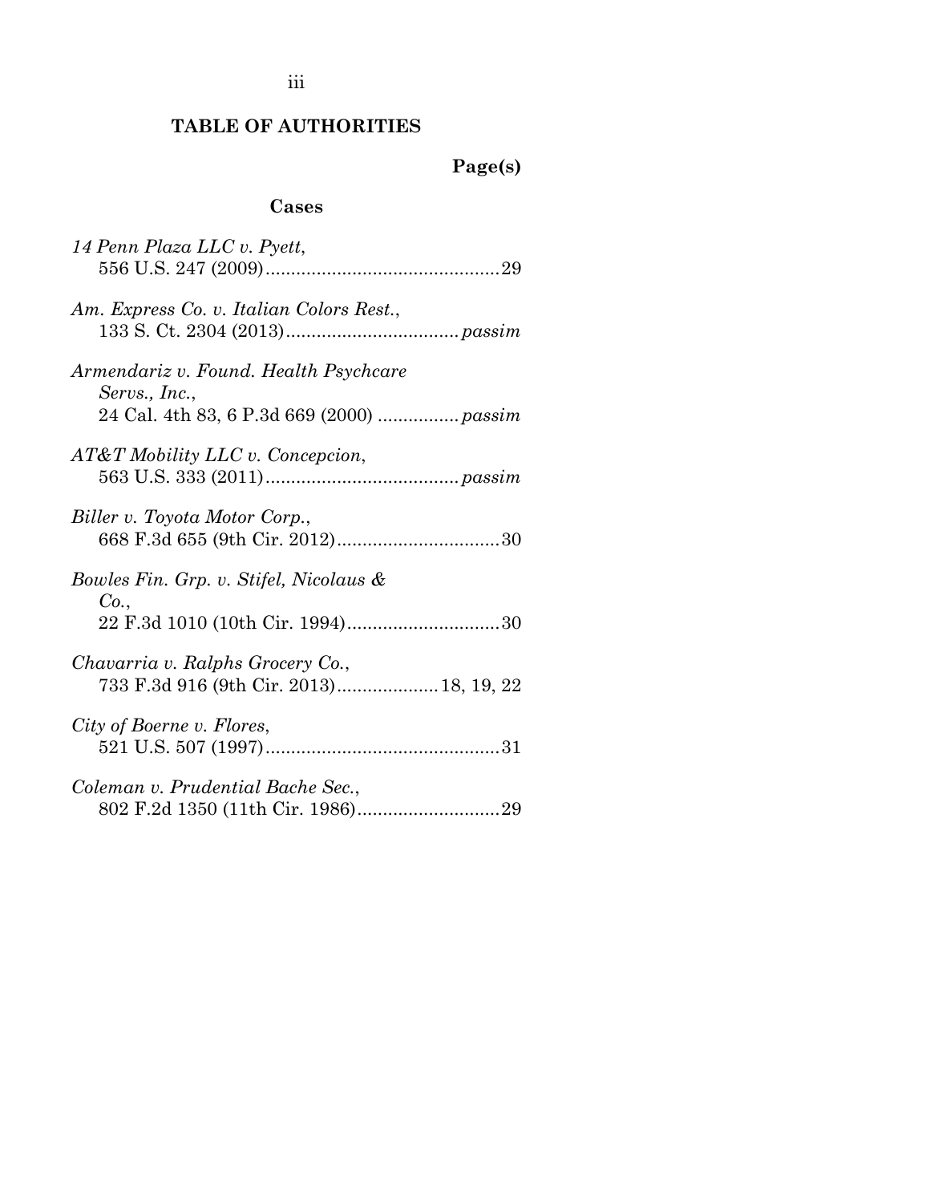# TABLE OF AUTHORITIES

**Page(s)**

### Cases

*14 Penn Plaza LLC v. Pyett*,
556 U.S. 247 (2009) .............................................. 29

*Am. Express Co. v. Italian Colors Rest.*,
133 S. Ct. 2304 (2013) .................................. *passim*

*Armendariz v. Found. Health Psychcare Servs., Inc.*,
24 Cal. 4th 83, 6 P.3d 669 (2000) ................ *passim*

*AT&T Mobility LLC v. Concepcion*,
563 U.S. 333 (2011) ...................................... *passim*

*Biller v. Toyota Motor Corp.*,
668 F.3d 655 (9th Cir. 2012) ................................ 30

*Bowles Fin. Grp. v. Stifel, Nicolaus & Co.*,
22 F.3d 1010 (10th Cir. 1994) .............................. 30

*Chavarria v. Ralphs Grocery Co.*,
733 F.3d 916 (9th Cir. 2013) .................... 18, 19, 22

*City of Boerne v. Flores*,
521 U.S. 507 (1997) .............................................. 31

*Coleman v. Prudential Bache Sec.*,
802 F.2d 1350 (11th Cir. 1986) ............................ 29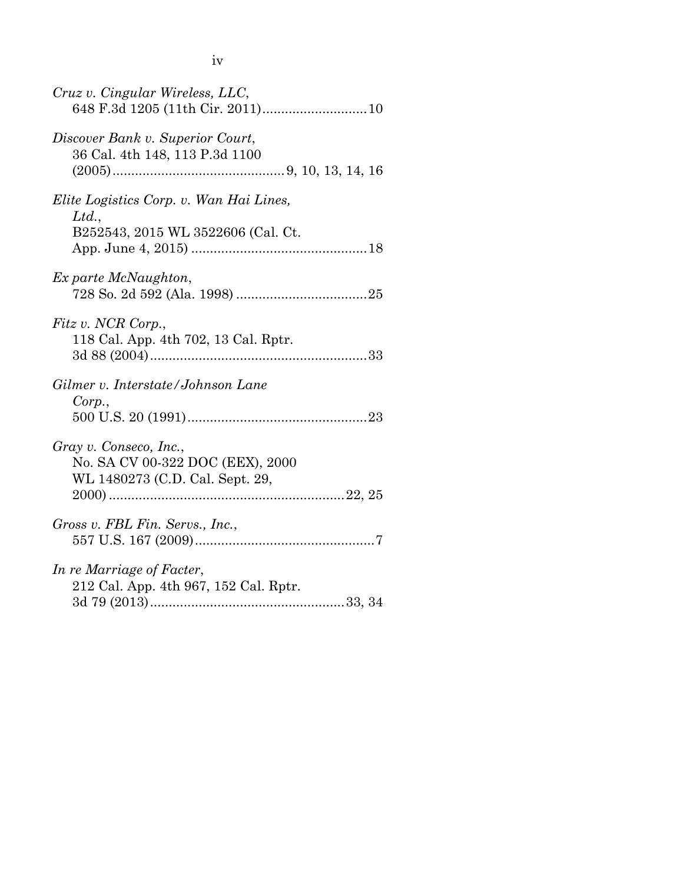*Cruz v. Cingular Wireless, LLC*,
648 F.3d 1205 (11th Cir. 2011)............................10

*Discover Bank v. Superior Court*,
36 Cal. 4th 148, 113 P.3d 1100
(2005).............................................9, 10, 13, 14, 16

*Elite Logistics Corp. v. Wan Hai Lines, Ltd.*,
B252543, 2015 WL 3522606 (Cal. Ct.
App. June 4, 2015) ..............................................18

*Ex parte McNaughton*,
728 So. 2d 592 (Ala. 1998) ..................................25

*Fitz v. NCR Corp.*,
118 Cal. App. 4th 702, 13 Cal. Rptr.
3d 88 (2004).........................................................33

*Gilmer v. Interstate/Johnson Lane Corp.*,
500 U.S. 20 (1991)................................................23

*Gray v. Conseco, Inc.*,
No. SA CV 00-322 DOC (EEX), 2000
WL 1480273 (C.D. Cal. Sept. 29,
2000).............................................................22, 25

*Gross v. FBL Fin. Servs., Inc.*,
557 U.S. 167 (2009)................................................7

*In re Marriage of Facter*,
212 Cal. App. 4th 967, 152 Cal. Rptr.
3d 79 (2013)...................................................33, 34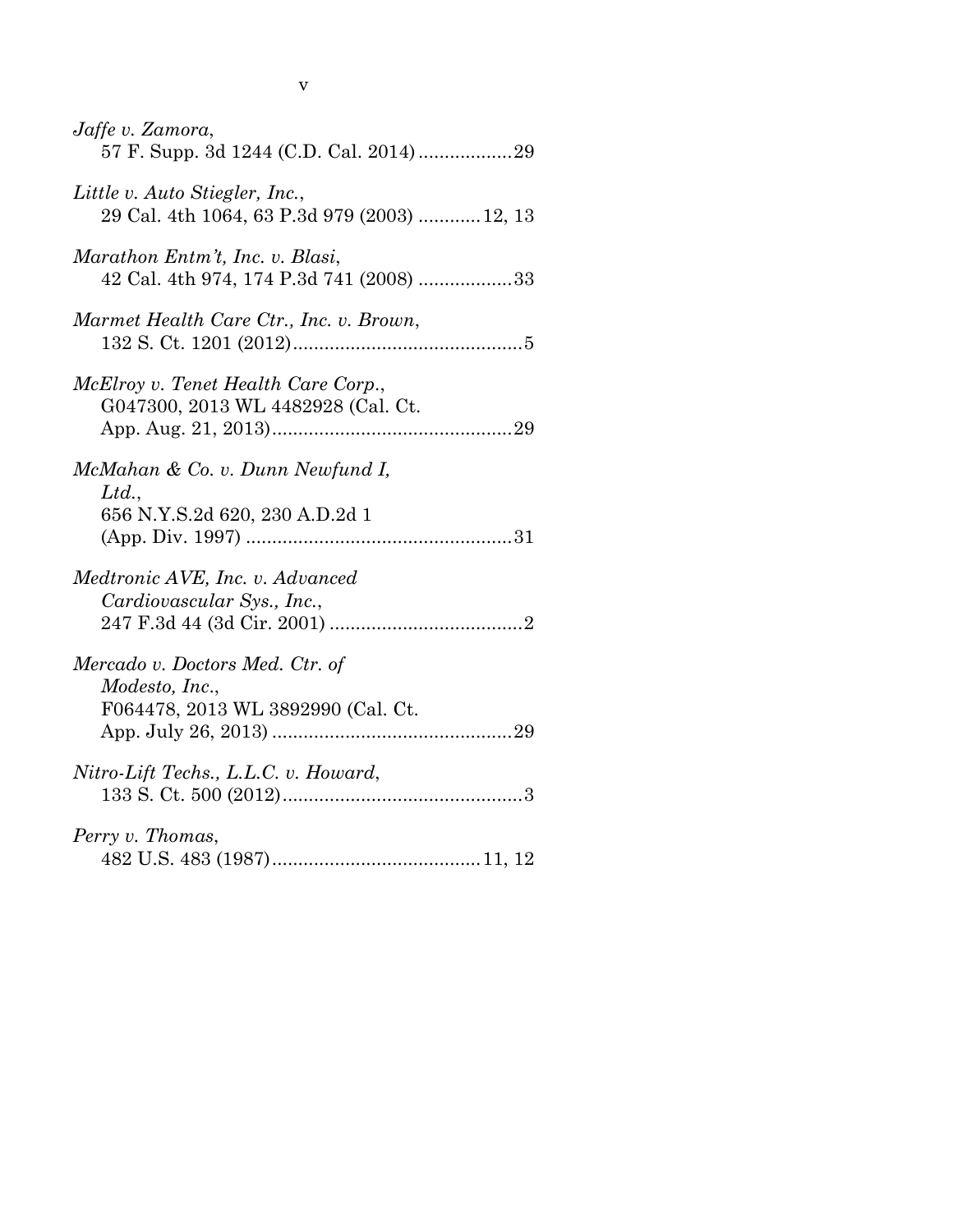*Jaffe v. Zamora*,
57 F. Supp. 3d 1244 (C.D. Cal. 2014) .................. 29

*Little v. Auto Stiegler, Inc.*,
29 Cal. 4th 1064, 63 P.3d 979 (2003) ............ 12, 13

*Marathon Entm't, Inc. v. Blasi*,
42 Cal. 4th 974, 174 P.3d 741 (2008) .................. 33

*Marmet Health Care Ctr., Inc. v. Brown*,
132 S. Ct. 1201 (2012) ............................................ 5

*McElroy v. Tenet Health Care Corp.*,
G047300, 2013 WL 4482928 (Cal. Ct. App. Aug. 21, 2013) ............................................. 29

*McMahan & Co. v. Dunn Newfund I, Ltd.*,
656 N.Y.S.2d 620, 230 A.D.2d 1 (App. Div. 1997) .................................................. 31

*Medtronic AVE, Inc. v. Advanced Cardiovascular Sys., Inc.*,
247 F.3d 44 (3d Cir. 2001) ..................................... 2

*Mercado v. Doctors Med. Ctr. of Modesto, Inc.*,
F064478, 2013 WL 3892990 (Cal. Ct. App. July 26, 2013) ............................................. 29

*Nitro-Lift Techs., L.L.C. v. Howard*,
133 S. Ct. 500 (2012) .............................................. 3

*Perry v. Thomas*,
482 U.S. 483 (1987) ........................................ 11, 12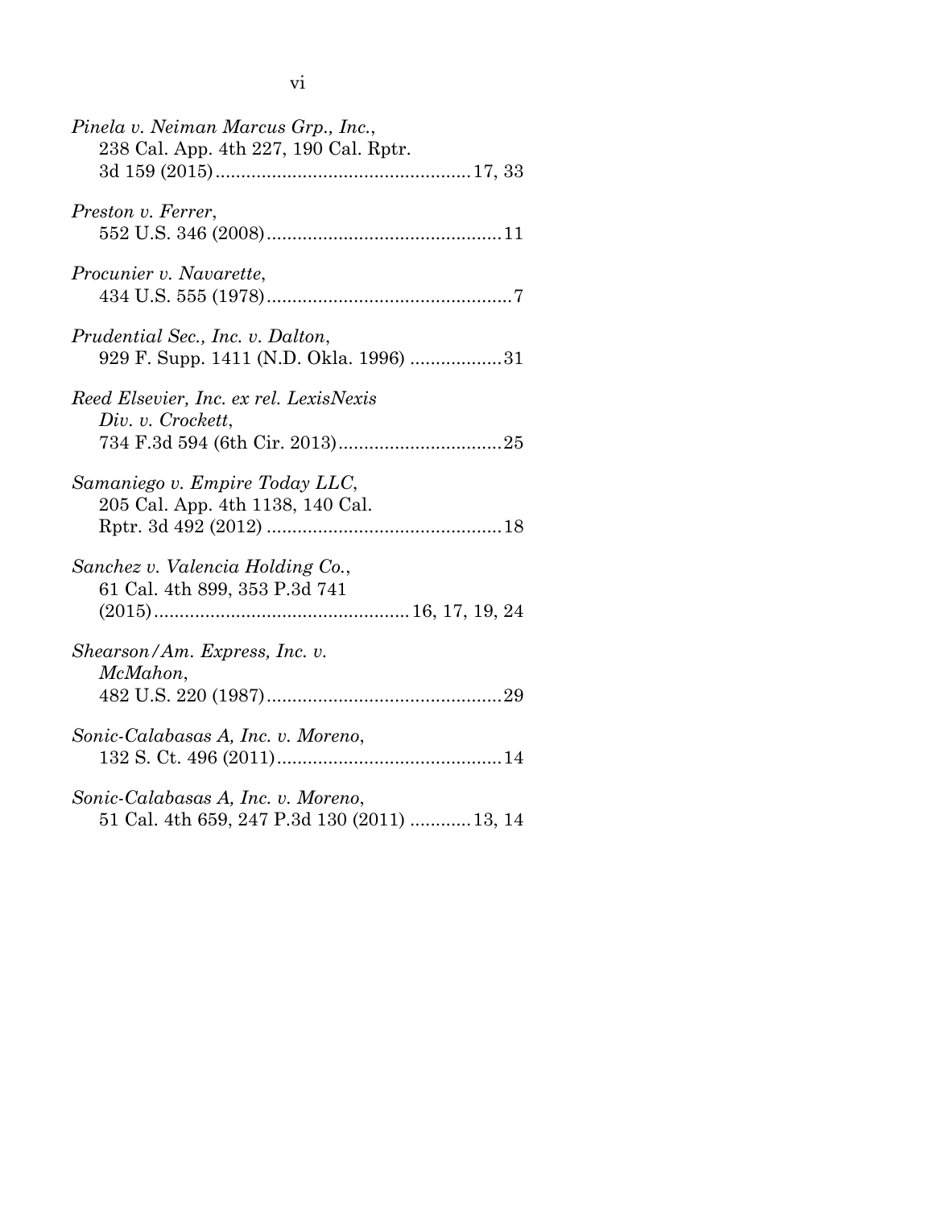*Pinela v. Neiman Marcus Grp., Inc.*,
238 Cal. App. 4th 227, 190 Cal. Rptr. 3d 159 (2015)....................................................17, 33

*Preston v. Ferrer*,
552 U.S. 346 (2008)................................................11

*Procunier v. Navarette*,
434 U.S. 555 (1978)..................................................7

*Prudential Sec., Inc. v. Dalton*,
929 F. Supp. 1411 (N.D. Okla. 1996) ..................31

*Reed Elsevier, Inc. ex rel. LexisNexis Div. v. Crockett*,
734 F.3d 594 (6th Cir. 2013)................................25

*Samaniego v. Empire Today LLC*,
205 Cal. App. 4th 1138, 140 Cal. Rptr. 3d 492 (2012) ..............................................18

*Sanchez v. Valencia Holding Co.*,
61 Cal. 4th 899, 353 P.3d 741 (2015)..................................................16, 17, 19, 24

*Shearson/Am. Express, Inc. v. McMahon*,
482 U.S. 220 (1987)..............................................29

*Sonic-Calabasas A, Inc. v. Moreno*,
132 S. Ct. 496 (2011)............................................14

*Sonic-Calabasas A, Inc. v. Moreno*,
51 Cal. 4th 659, 247 P.3d 130 (2011) ............13, 14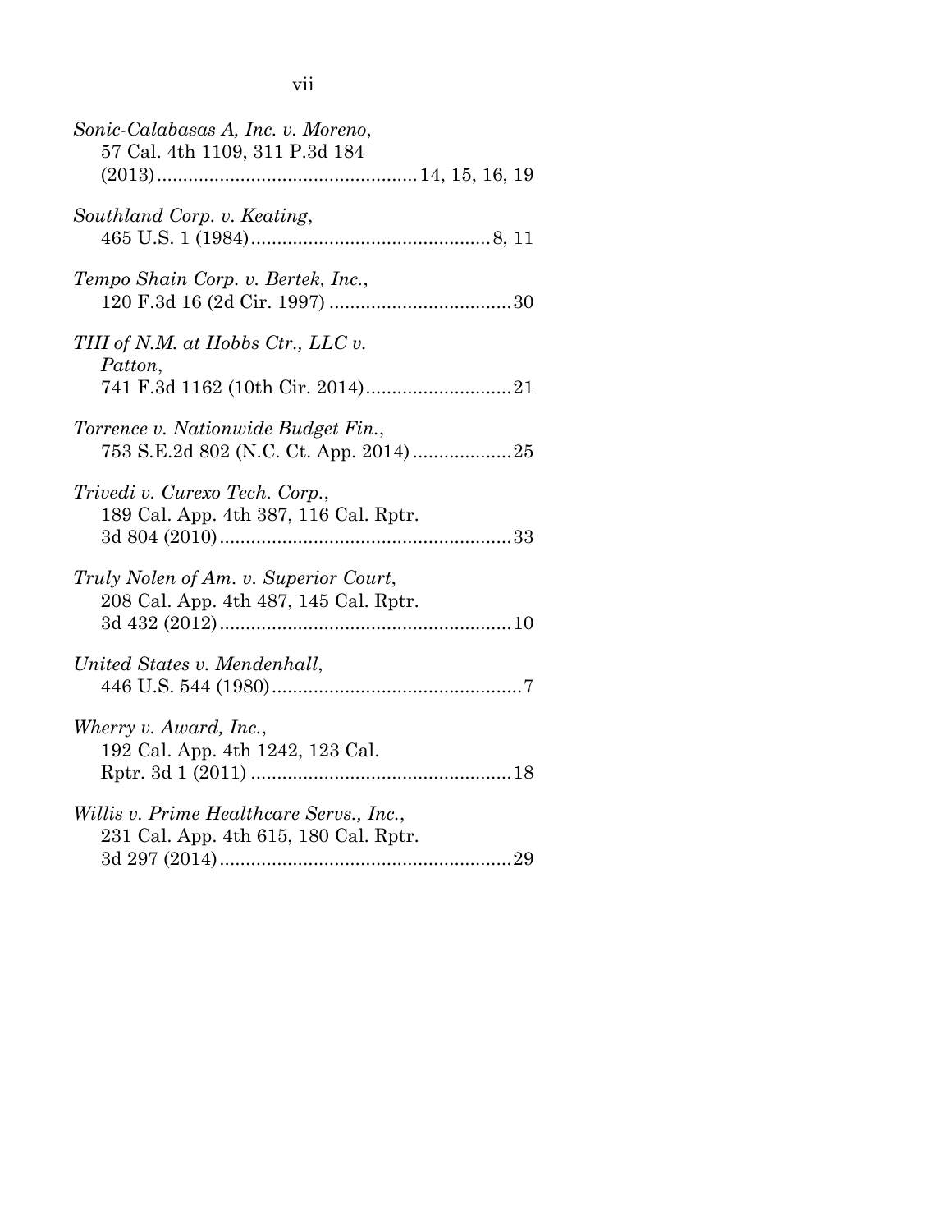*Sonic-Calabasas A, Inc. v. Moreno*,
57 Cal. 4th 1109, 311 P.3d 184
(2013)..................................................14, 15, 16, 19

*Southland Corp. v. Keating*,
465 U.S. 1 (1984)..............................................8, 11

*Tempo Shain Corp. v. Bertek, Inc.*,
120 F.3d 16 (2d Cir. 1997) ...................................30

*THI of N.M. at Hobbs Ctr., LLC v. Patton*,
741 F.3d 1162 (10th Cir. 2014)............................21

*Torrence v. Nationwide Budget Fin.*,
753 S.E.2d 802 (N.C. Ct. App. 2014)...................25

*Trivedi v. Curexo Tech. Corp.*,
189 Cal. App. 4th 387, 116 Cal. Rptr.
3d 804 (2010)........................................................33

*Truly Nolen of Am. v. Superior Court*,
208 Cal. App. 4th 487, 145 Cal. Rptr.
3d 432 (2012)........................................................10

*United States v. Mendenhall*,
446 U.S. 544 (1980)................................................7

*Wherry v. Award, Inc.*,
192 Cal. App. 4th 1242, 123 Cal.
Rptr. 3d 1 (2011) ..................................................18

*Willis v. Prime Healthcare Servs., Inc.*,
231 Cal. App. 4th 615, 180 Cal. Rptr.
3d 297 (2014)........................................................29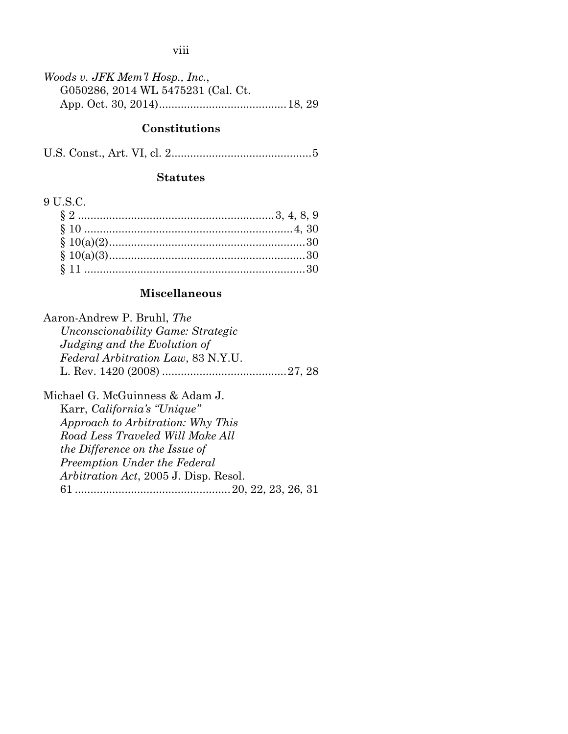*Woods v. JFK Mem'l Hosp., Inc.*, G050286, 2014 WL 5475231 (Cal. Ct. App. Oct. 30, 2014) .......................................... 18, 29

### Constitutions

U.S. Const., Art. VI, cl. 2 .............................................. 5

### Statutes

9 U.S.C.

§ 2 ................................................................ 3, 4, 8, 9

§ 10 .................................................................... 4, 30

§ 10(a)(2) ................................................................ 30

§ 10(a)(3) ................................................................ 30

§ 11 ........................................................................ 30

### Miscellaneous

Aaron-Andrew P. Bruhl, *The Unconscionability Game: Strategic Judging and the Evolution of Federal Arbitration Law*, 83 N.Y.U. L. Rev. 1420 (2008) ......................................... 27, 28

Michael G. McGuinness & Adam J. Karr, *California's "Unique" Approach to Arbitration: Why This Road Less Traveled Will Make All the Difference on the Issue of Preemption Under the Federal Arbitration Act*, 2005 J. Disp. Resol. 61 .................................................. 20, 22, 23, 26, 31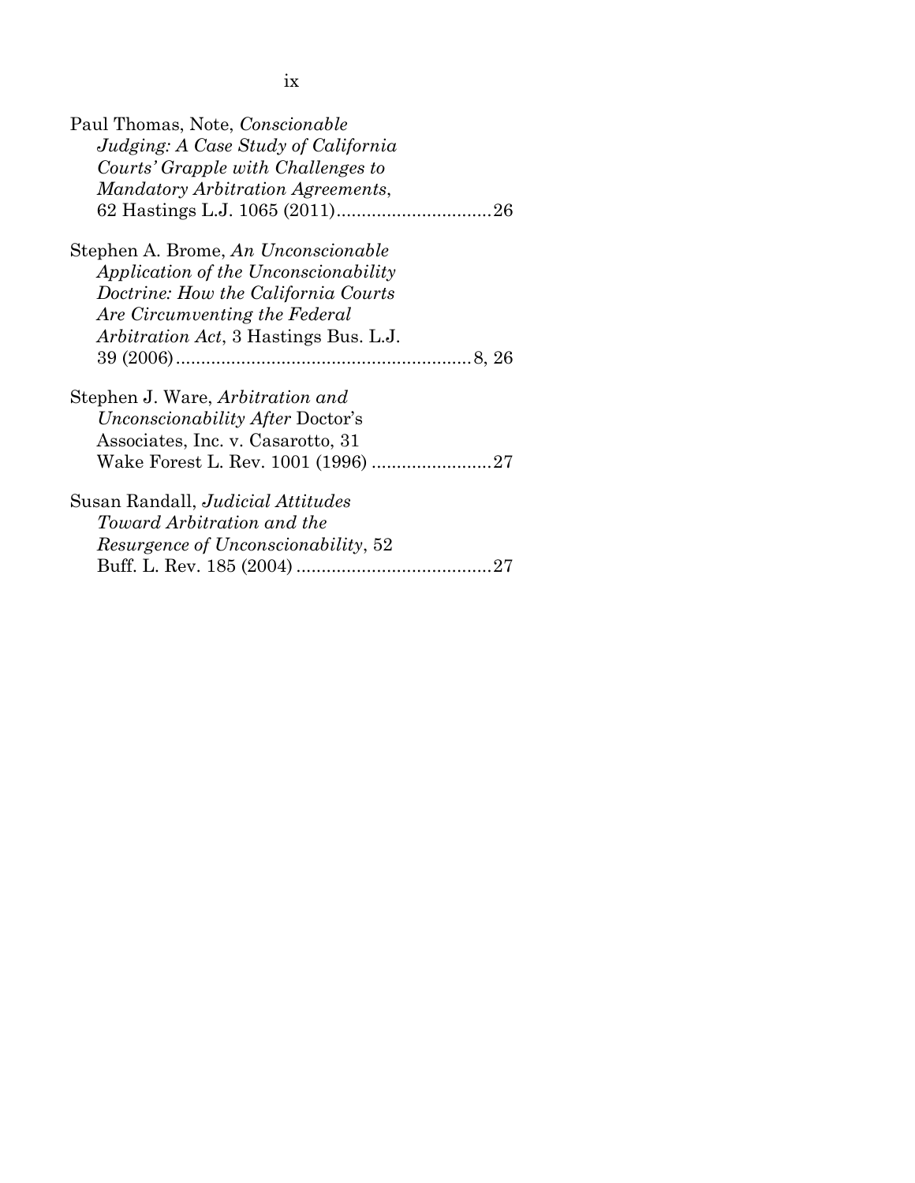Paul Thomas, Note, *Conscionable Judging: A Case Study of California Courts' Grapple with Challenges to Mandatory Arbitration Agreements*, 62 Hastings L.J. 1065 (2011)...............................26

Stephen A. Brome, *An Unconscionable Application of the Unconscionability Doctrine: How the California Courts Are Circumventing the Federal Arbitration Act*, 3 Hastings Bus. L.J. 39 (2006)..........................................................8, 26

Stephen J. Ware, *Arbitration and Unconscionability After* Doctor's Associates, Inc. v. Casarotto, 31 Wake Forest L. Rev. 1001 (1996) ........................27

Susan Randall, *Judicial Attitudes Toward Arbitration and the Resurgence of Unconscionability*, 52 Buff. L. Rev. 185 (2004) .......................................27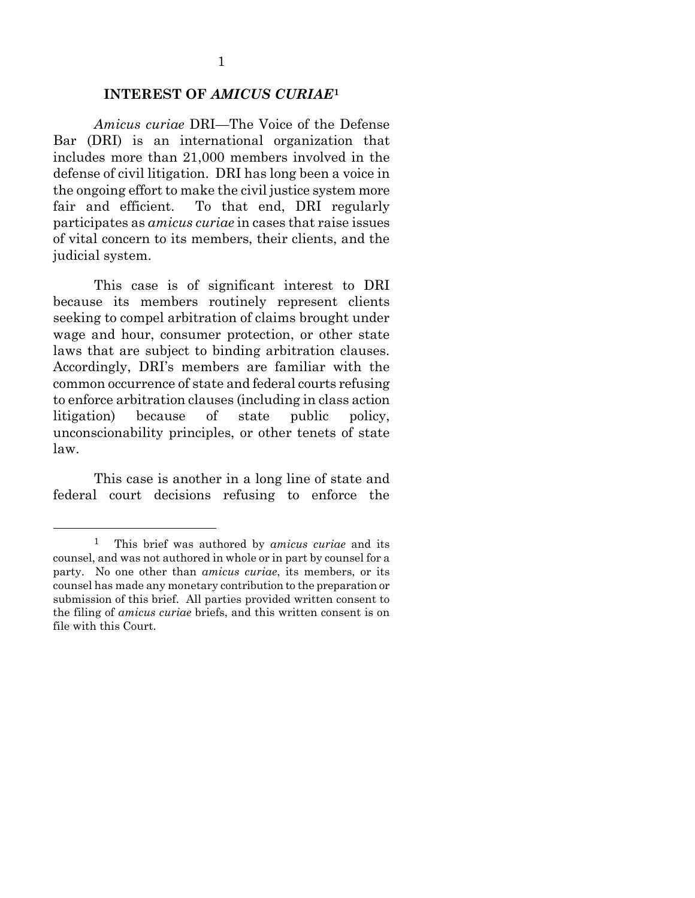## INTEREST OF *AMICUS CURIAE*[1]

*Amicus curiae* DRI—The Voice of the Defense Bar (DRI) is an international organization that includes more than 21,000 members involved in the defense of civil litigation. DRI has long been a voice in the ongoing effort to make the civil justice system more fair and efficient. To that end, DRI regularly participates as *amicus curiae* in cases that raise issues of vital concern to its members, their clients, and the judicial system.

This case is of significant interest to DRI because its members routinely represent clients seeking to compel arbitration of claims brought under wage and hour, consumer protection, or other state laws that are subject to binding arbitration clauses. Accordingly, DRI's members are familiar with the common occurrence of state and federal courts refusing to enforce arbitration clauses (including in class action litigation) because of state public policy, unconscionability principles, or other tenets of state law.

This case is another in a long line of state and federal court decisions refusing to enforce the

---

[1] This brief was authored by *amicus curiae* and its counsel, and was not authored in whole or in part by counsel for a party. No one other than *amicus curiae*, its members, or its counsel has made any monetary contribution to the preparation or submission of this brief. All parties provided written consent to the filing of *amicus curiae* briefs, and this written consent is on file with this Court.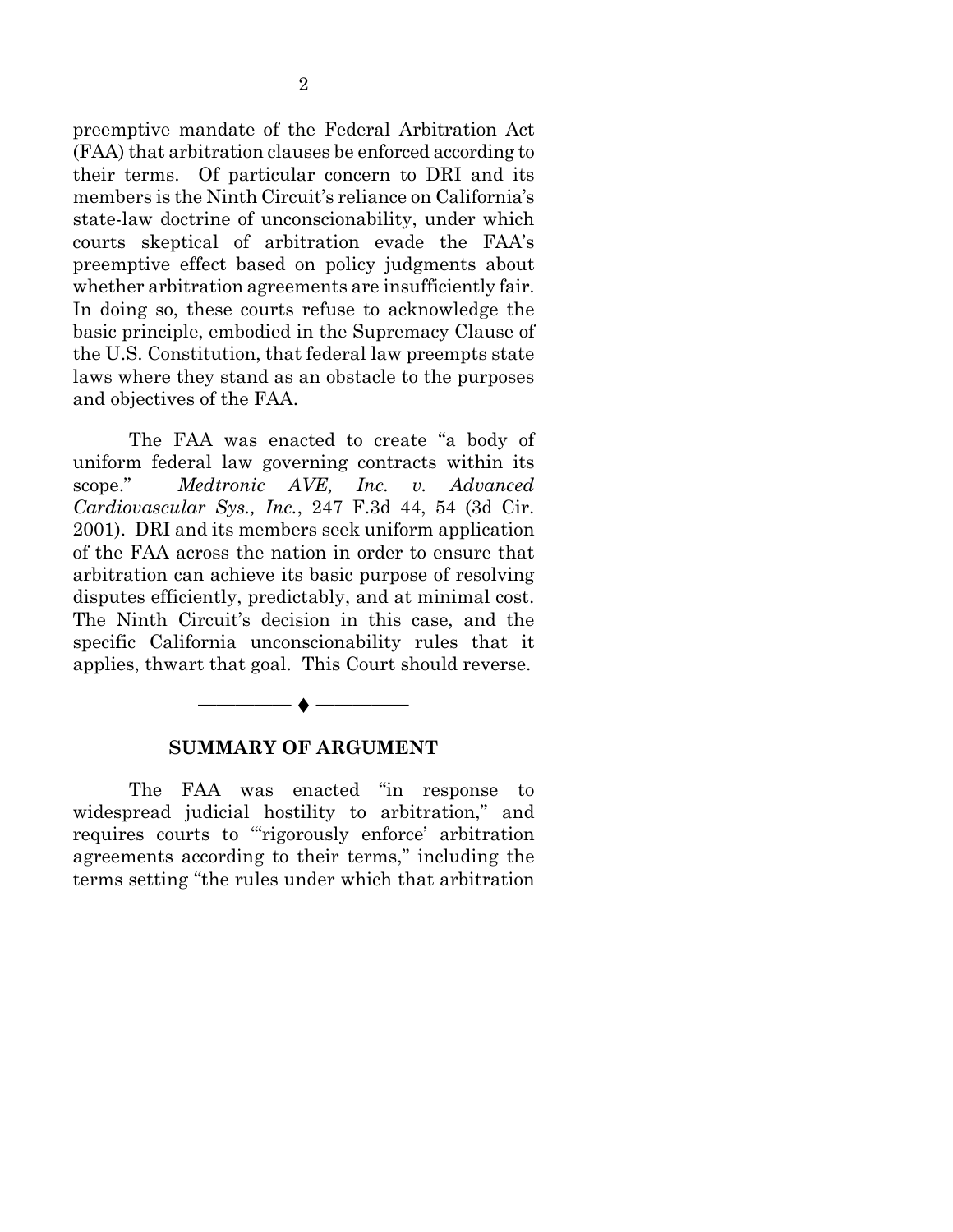preemptive mandate of the Federal Arbitration Act (FAA) that arbitration clauses be enforced according to their terms. Of particular concern to DRI and its members is the Ninth Circuit's reliance on California's state-law doctrine of unconscionability, under which courts skeptical of arbitration evade the FAA's preemptive effect based on policy judgments about whether arbitration agreements are insufficiently fair. In doing so, these courts refuse to acknowledge the basic principle, embodied in the Supremacy Clause of the U.S. Constitution, that federal law preempts state laws where they stand as an obstacle to the purposes and objectives of the FAA.

The FAA was enacted to create "a body of uniform federal law governing contracts within its scope." *Medtronic AVE, Inc. v. Advanced Cardiovascular Sys., Inc.*, 247 F.3d 44, 54 (3d Cir. 2001). DRI and its members seek uniform application of the FAA across the nation in order to ensure that arbitration can achieve its basic purpose of resolving disputes efficiently, predictably, and at minimal cost. The Ninth Circuit's decision in this case, and the specific California unconscionability rules that it applies, thwart that goal. This Court should reverse.

---

## SUMMARY OF ARGUMENT

The FAA was enacted "in response to widespread judicial hostility to arbitration," and requires courts to "'rigorously enforce' arbitration agreements according to their terms," including the terms setting "the rules under which that arbitration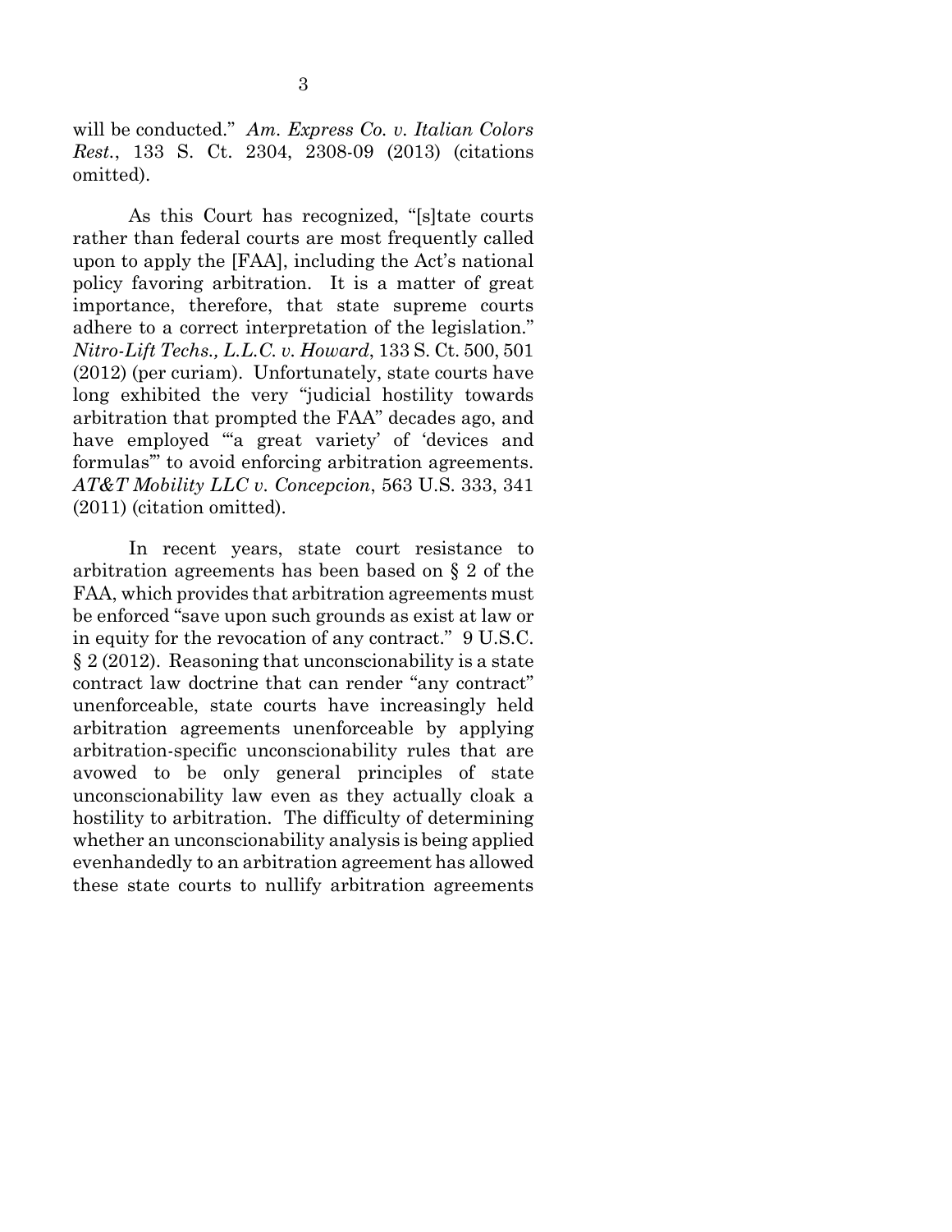will be conducted." *Am. Express Co. v. Italian Colors Rest.*, 133 S. Ct. 2304, 2308-09 (2013) (citations omitted).

As this Court has recognized, "[s]tate courts rather than federal courts are most frequently called upon to apply the [FAA], including the Act's national policy favoring arbitration. It is a matter of great importance, therefore, that state supreme courts adhere to a correct interpretation of the legislation." *Nitro-Lift Techs., L.L.C. v. Howard*, 133 S. Ct. 500, 501 (2012) (per curiam). Unfortunately, state courts have long exhibited the very "judicial hostility towards arbitration that prompted the FAA" decades ago, and have employed "'a great variety' of 'devices and formulas'" to avoid enforcing arbitration agreements. *AT&T Mobility LLC v. Concepcion*, 563 U.S. 333, 341 (2011) (citation omitted).

In recent years, state court resistance to arbitration agreements has been based on § 2 of the FAA, which provides that arbitration agreements must be enforced "save upon such grounds as exist at law or in equity for the revocation of any contract." 9 U.S.C. § 2 (2012). Reasoning that unconscionability is a state contract law doctrine that can render "any contract" unenforceable, state courts have increasingly held arbitration agreements unenforceable by applying arbitration-specific unconscionability rules that are avowed to be only general principles of state unconscionability law even as they actually cloak a hostility to arbitration. The difficulty of determining whether an unconscionability analysis is being applied evenhandedly to an arbitration agreement has allowed these state courts to nullify arbitration agreements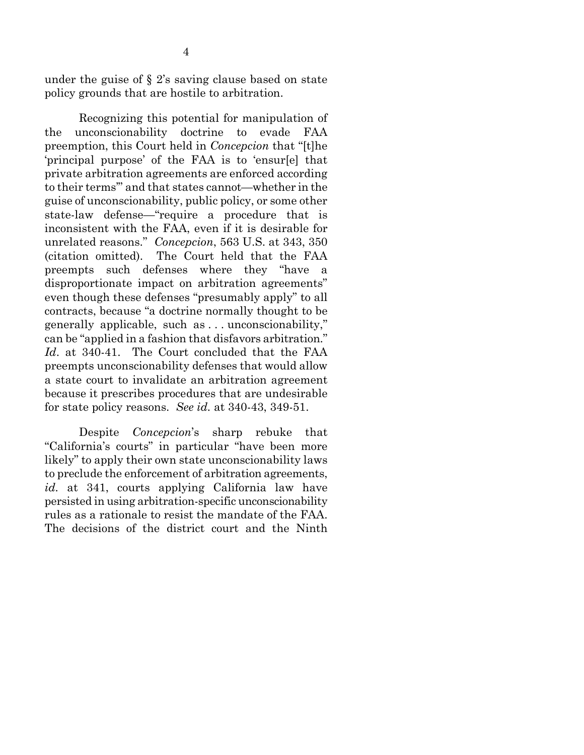under the guise of § 2's saving clause based on state policy grounds that are hostile to arbitration.

Recognizing this potential for manipulation of the unconscionability doctrine to evade FAA preemption, this Court held in *Concepcion* that "[t]he 'principal purpose' of the FAA is to 'ensur[e] that private arbitration agreements are enforced according to their terms'" and that states cannot—whether in the guise of unconscionability, public policy, or some other state-law defense—"require a procedure that is inconsistent with the FAA, even if it is desirable for unrelated reasons." *Concepcion*, 563 U.S. at 343, 350 (citation omitted). The Court held that the FAA preempts such defenses where they "have a disproportionate impact on arbitration agreements" even though these defenses "presumably apply" to all contracts, because "a doctrine normally thought to be generally applicable, such as . . . unconscionability," can be "applied in a fashion that disfavors arbitration." *Id*. at 340-41. The Court concluded that the FAA preempts unconscionability defenses that would allow a state court to invalidate an arbitration agreement because it prescribes procedures that are undesirable for state policy reasons. *See id.* at 340-43, 349-51.

Despite *Concepcion*'s sharp rebuke that "California's courts" in particular "have been more likely" to apply their own state unconscionability laws to preclude the enforcement of arbitration agreements, *id.* at 341, courts applying California law have persisted in using arbitration-specific unconscionability rules as a rationale to resist the mandate of the FAA. The decisions of the district court and the Ninth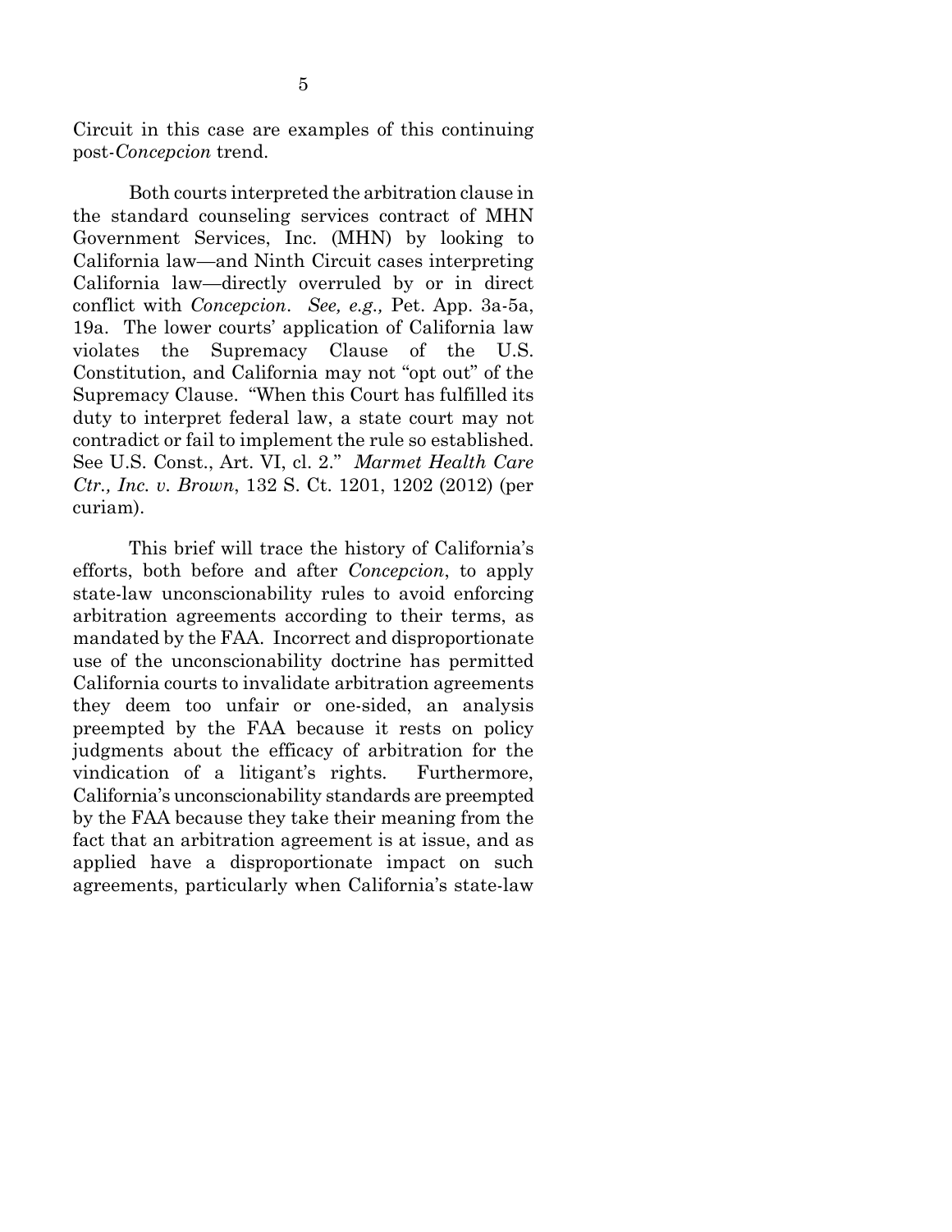Circuit in this case are examples of this continuing post-*Concepcion* trend.

Both courts interpreted the arbitration clause in the standard counseling services contract of MHN Government Services, Inc. (MHN) by looking to California law—and Ninth Circuit cases interpreting California law—directly overruled by or in direct conflict with *Concepcion*. *See, e.g.,* Pet. App. 3a-5a, 19a. The lower courts' application of California law violates the Supremacy Clause of the U.S. Constitution, and California may not "opt out" of the Supremacy Clause. "When this Court has fulfilled its duty to interpret federal law, a state court may not contradict or fail to implement the rule so established. See U.S. Const., Art. VI, cl. 2." *Marmet Health Care Ctr., Inc. v. Brown*, 132 S. Ct. 1201, 1202 (2012) (per curiam).

This brief will trace the history of California's efforts, both before and after *Concepcion*, to apply state-law unconscionability rules to avoid enforcing arbitration agreements according to their terms, as mandated by the FAA. Incorrect and disproportionate use of the unconscionability doctrine has permitted California courts to invalidate arbitration agreements they deem too unfair or one-sided, an analysis preempted by the FAA because it rests on policy judgments about the efficacy of arbitration for the vindication of a litigant's rights. Furthermore, California's unconscionability standards are preempted by the FAA because they take their meaning from the fact that an arbitration agreement is at issue, and as applied have a disproportionate impact on such agreements, particularly when California's state-law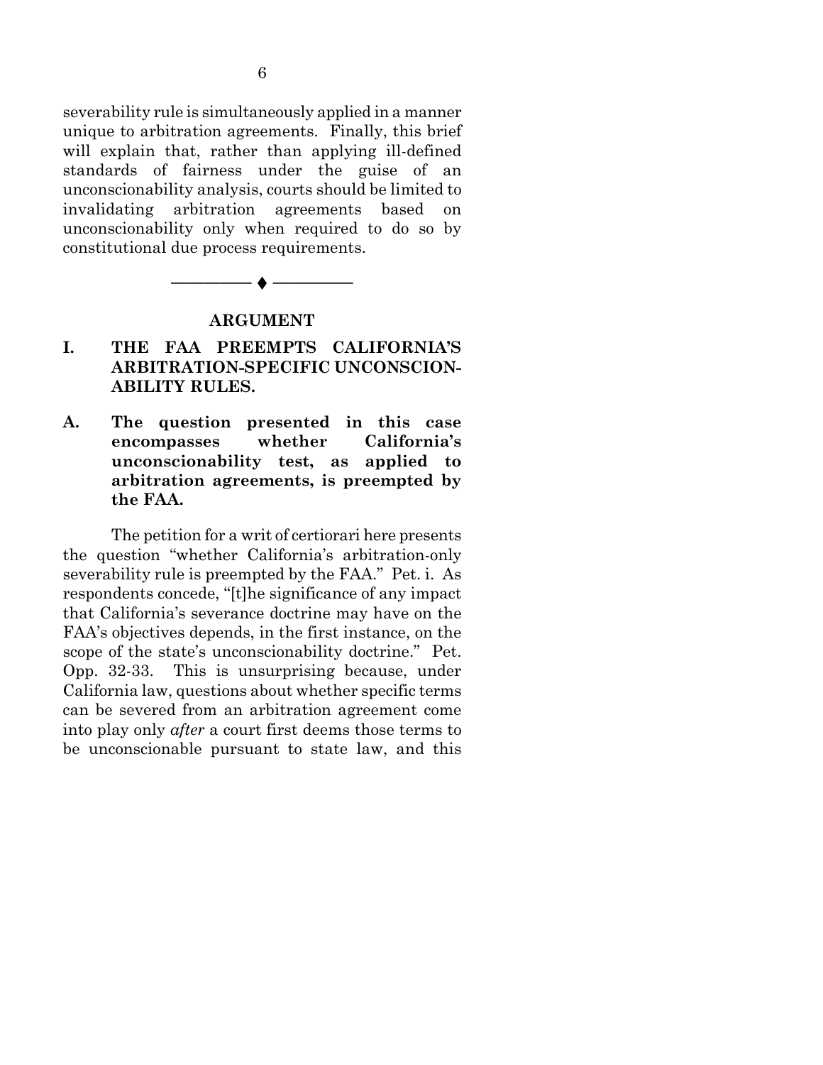severability rule is simultaneously applied in a manner unique to arbitration agreements. Finally, this brief will explain that, rather than applying ill-defined standards of fairness under the guise of an unconscionability analysis, courts should be limited to invalidating arbitration agreements based on unconscionability only when required to do so by constitutional due process requirements.

———— ♦ ————

## ARGUMENT

### I. THE FAA PREEMPTS CALIFORNIA'S ARBITRATION-SPECIFIC UNCONSCIONABILITY RULES.

#### A. The question presented in this case encompasses whether California's unconscionability test, as applied to arbitration agreements, is preempted by the FAA.

The petition for a writ of certiorari here presents the question "whether California's arbitration-only severability rule is preempted by the FAA." Pet. i. As respondents concede, "[t]he significance of any impact that California's severance doctrine may have on the FAA's objectives depends, in the first instance, on the scope of the state's unconscionability doctrine." Pet. Opp. 32-33. This is unsurprising because, under California law, questions about whether specific terms can be severed from an arbitration agreement come into play only *after* a court first deems those terms to be unconscionable pursuant to state law, and this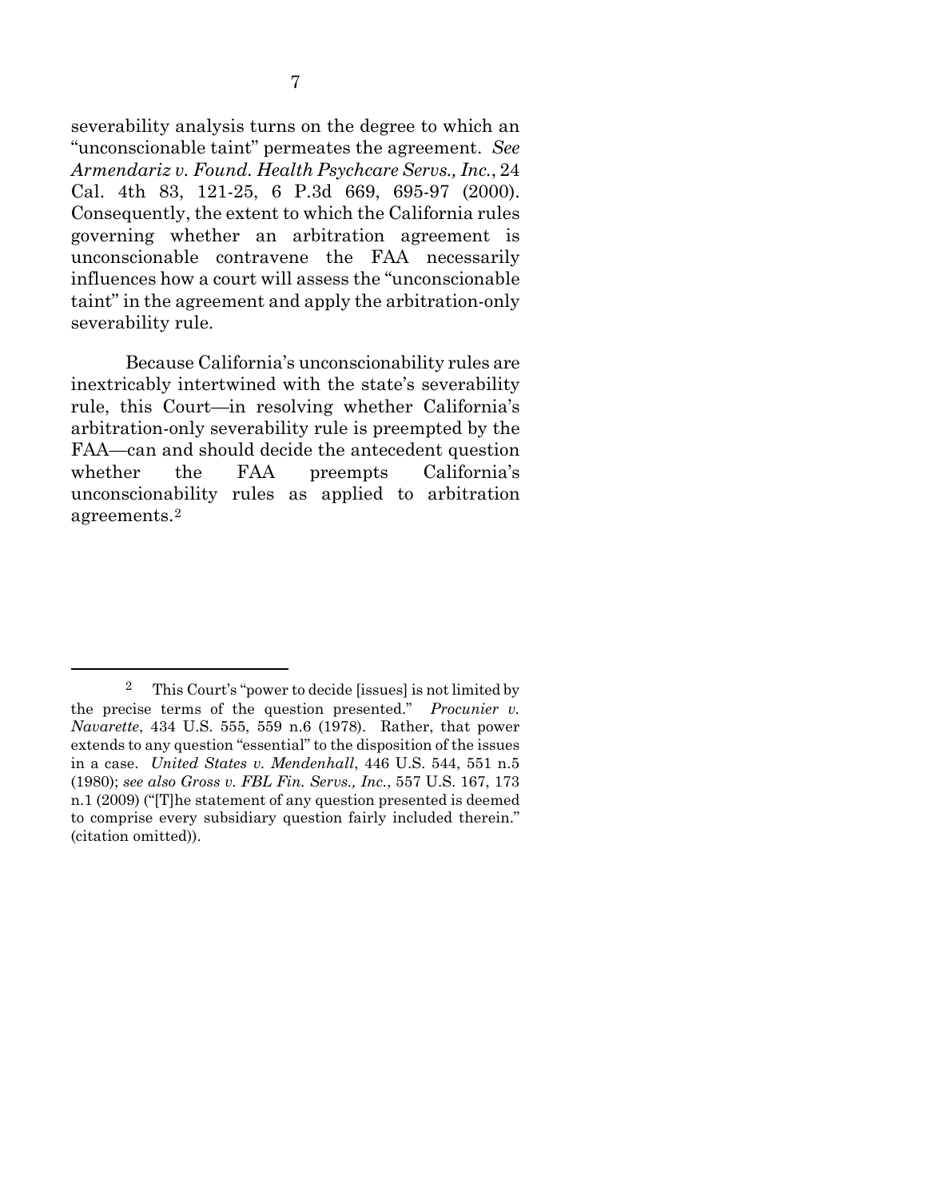severability analysis turns on the degree to which an "unconscionable taint" permeates the agreement. *See Armendariz v. Found. Health Psychcare Servs., Inc.*, 24 Cal. 4th 83, 121-25, 6 P.3d 669, 695-97 (2000). Consequently, the extent to which the California rules governing whether an arbitration agreement is unconscionable contravene the FAA necessarily influences how a court will assess the "unconscionable taint" in the agreement and apply the arbitration-only severability rule.

Because California's unconscionability rules are inextricably intertwined with the state's severability rule, this Court—in resolving whether California's arbitration-only severability rule is preempted by the FAA—can and should decide the antecedent question whether the FAA preempts California's unconscionability rules as applied to arbitration agreements.[2]

---

[2] This Court's "power to decide [issues] is not limited by the precise terms of the question presented." *Procunier v. Navarette*, 434 U.S. 555, 559 n.6 (1978). Rather, that power extends to any question "essential" to the disposition of the issues in a case. *United States v. Mendenhall*, 446 U.S. 544, 551 n.5 (1980); *see also Gross v. FBL Fin. Servs., Inc.*, 557 U.S. 167, 173 n.1 (2009) ("[T]he statement of any question presented is deemed to comprise every subsidiary question fairly included therein." (citation omitted)).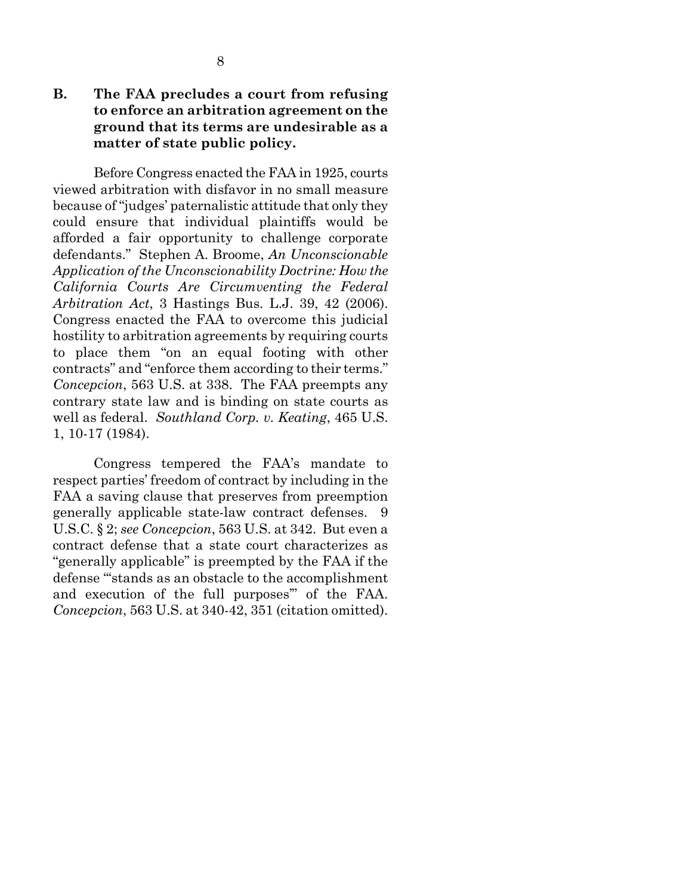### B. The FAA precludes a court from refusing to enforce an arbitration agreement on the ground that its terms are undesirable as a matter of state public policy.

Before Congress enacted the FAA in 1925, courts viewed arbitration with disfavor in no small measure because of "judges' paternalistic attitude that only they could ensure that individual plaintiffs would be afforded a fair opportunity to challenge corporate defendants." Stephen A. Broome, *An Unconscionable Application of the Unconscionability Doctrine: How the California Courts Are Circumventing the Federal Arbitration Act*, 3 Hastings Bus. L.J. 39, 42 (2006). Congress enacted the FAA to overcome this judicial hostility to arbitration agreements by requiring courts to place them "on an equal footing with other contracts" and "enforce them according to their terms." *Concepcion*, 563 U.S. at 338. The FAA preempts any contrary state law and is binding on state courts as well as federal. *Southland Corp. v. Keating*, 465 U.S. 1, 10-17 (1984).

Congress tempered the FAA's mandate to respect parties' freedom of contract by including in the FAA a saving clause that preserves from preemption generally applicable state-law contract defenses. 9 U.S.C. § 2; *see Concepcion*, 563 U.S. at 342. But even a contract defense that a state court characterizes as "generally applicable" is preempted by the FAA if the defense "'stands as an obstacle to the accomplishment and execution of the full purposes'" of the FAA. *Concepcion*, 563 U.S. at 340-42, 351 (citation omitted).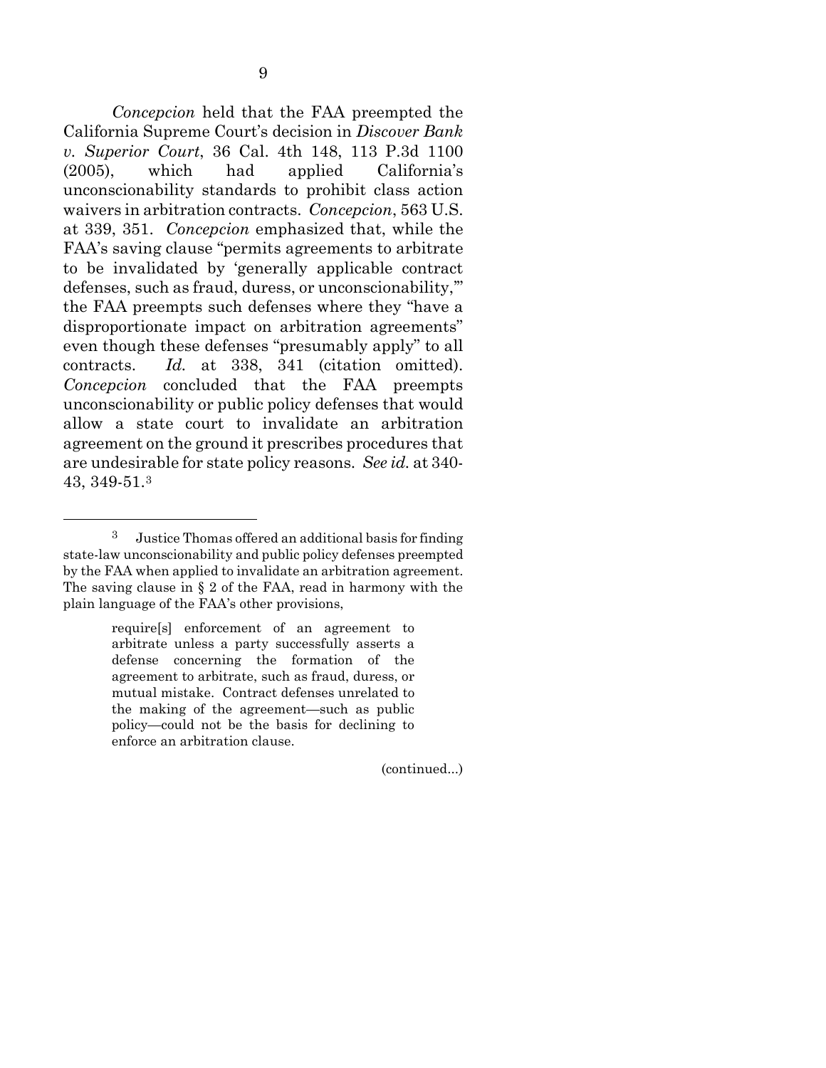*Concepcion* held that the FAA preempted the California Supreme Court's decision in *Discover Bank v. Superior Court*, 36 Cal. 4th 148, 113 P.3d 1100 (2005), which had applied California's unconscionability standards to prohibit class action waivers in arbitration contracts. *Concepcion*, 563 U.S. at 339, 351. *Concepcion* emphasized that, while the FAA's saving clause "permits agreements to arbitrate to be invalidated by 'generally applicable contract defenses, such as fraud, duress, or unconscionability,'" the FAA preempts such defenses where they "have a disproportionate impact on arbitration agreements" even though these defenses "presumably apply" to all contracts. *Id.* at 338, 341 (citation omitted). *Concepcion* concluded that the FAA preempts unconscionability or public policy defenses that would allow a state court to invalidate an arbitration agreement on the ground it prescribes procedures that are undesirable for state policy reasons. *See id.* at 340-43, 349-51.[3]

---

[3] Justice Thomas offered an additional basis for finding state-law unconscionability and public policy defenses preempted by the FAA when applied to invalidate an arbitration agreement. The saving clause in § 2 of the FAA, read in harmony with the plain language of the FAA's other provisions,

> require[s] enforcement of an agreement to arbitrate unless a party successfully asserts a defense concerning the formation of the agreement to arbitrate, such as fraud, duress, or mutual mistake. Contract defenses unrelated to the making of the agreement—such as public policy—could not be the basis for declining to enforce an arbitration clause.

(continued...)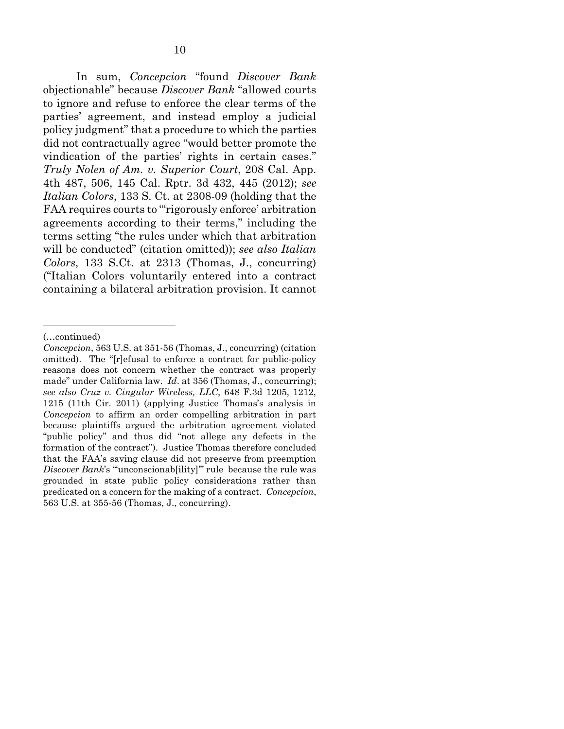In sum, *Concepcion* "found *Discover Bank* objectionable" because *Discover Bank* "allowed courts to ignore and refuse to enforce the clear terms of the parties' agreement, and instead employ a judicial policy judgment" that a procedure to which the parties did not contractually agree "would better promote the vindication of the parties' rights in certain cases." *Truly Nolen of Am. v. Superior Court*, 208 Cal. App. 4th 487, 506, 145 Cal. Rptr. 3d 432, 445 (2012); *see Italian Colors*, 133 S. Ct. at 2308-09 (holding that the FAA requires courts to "'rigorously enforce' arbitration agreements according to their terms," including the terms setting "the rules under which that arbitration will be conducted" (citation omitted)); *see also Italian Colors*, 133 S.Ct. at 2313 (Thomas, J., concurring) ("Italian Colors voluntarily entered into a contract containing a bilateral arbitration provision. It cannot

---

(…continued)

*Concepcion*, 563 U.S. at 351-56 (Thomas, J., concurring) (citation omitted). The "[r]efusal to enforce a contract for public-policy reasons does not concern whether the contract was properly made" under California law. *Id*. at 356 (Thomas, J., concurring); *see also Cruz v. Cingular Wireless, LLC*, 648 F.3d 1205, 1212, 1215 (11th Cir. 2011) (applying Justice Thomas's analysis in *Concepcion* to affirm an order compelling arbitration in part because plaintiffs argued the arbitration agreement violated "public policy" and thus did "not allege any defects in the formation of the contract"). Justice Thomas therefore concluded that the FAA's saving clause did not preserve from preemption *Discover Bank*'s "'unconscionab[ility]'" rule because the rule was grounded in state public policy considerations rather than predicated on a concern for the making of a contract. *Concepcion*, 563 U.S. at 355-56 (Thomas, J., concurring).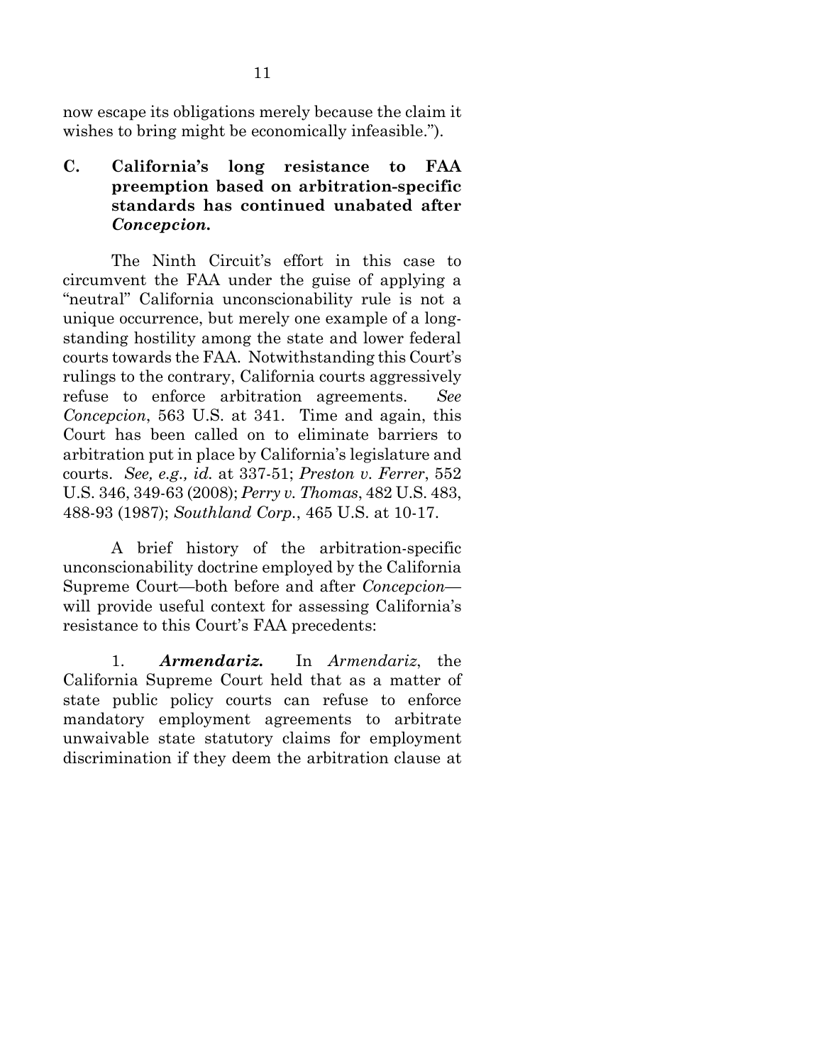now escape its obligations merely because the claim it wishes to bring might be economically infeasible.").

### C. California's long resistance to FAA preemption based on arbitration-specific standards has continued unabated after *Concepcion.*

The Ninth Circuit's effort in this case to circumvent the FAA under the guise of applying a "neutral" California unconscionability rule is not a unique occurrence, but merely one example of a long-standing hostility among the state and lower federal courts towards the FAA. Notwithstanding this Court's rulings to the contrary, California courts aggressively refuse to enforce arbitration agreements. *See Concepcion*, 563 U.S. at 341. Time and again, this Court has been called on to eliminate barriers to arbitration put in place by California's legislature and courts. *See, e.g., id.* at 337-51; *Preston v. Ferrer*, 552 U.S. 346, 349-63 (2008); *Perry v. Thomas*, 482 U.S. 483, 488-93 (1987); *Southland Corp.*, 465 U.S. at 10-17.

A brief history of the arbitration-specific unconscionability doctrine employed by the California Supreme Court—both before and after *Concepcion*—will provide useful context for assessing California's resistance to this Court's FAA precedents:

1. ***Armendariz.*** In *Armendariz*, the California Supreme Court held that as a matter of state public policy courts can refuse to enforce mandatory employment agreements to arbitrate unwaivable state statutory claims for employment discrimination if they deem the arbitration clause at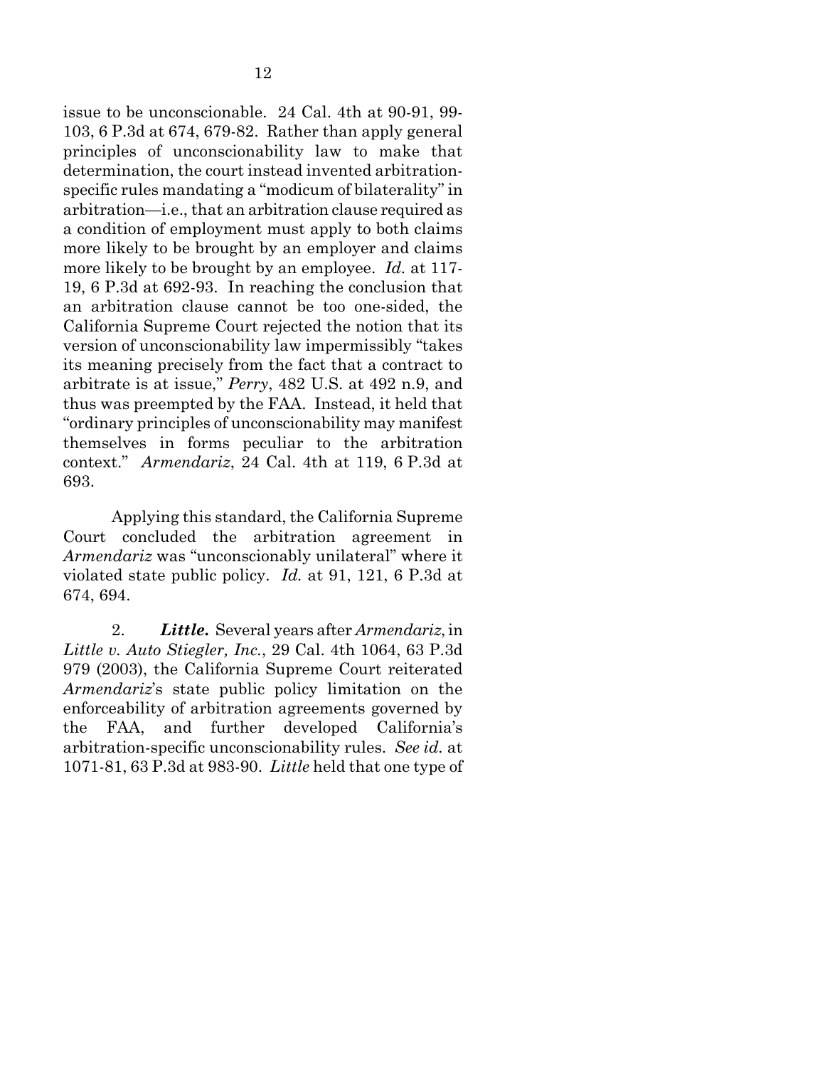issue to be unconscionable. 24 Cal. 4th at 90-91, 99-103, 6 P.3d at 674, 679-82. Rather than apply general principles of unconscionability law to make that determination, the court instead invented arbitration-specific rules mandating a "modicum of bilaterality" in arbitration—i.e., that an arbitration clause required as a condition of employment must apply to both claims more likely to be brought by an employer and claims more likely to be brought by an employee. *Id.* at 117-19, 6 P.3d at 692-93. In reaching the conclusion that an arbitration clause cannot be too one-sided, the California Supreme Court rejected the notion that its version of unconscionability law impermissibly "takes its meaning precisely from the fact that a contract to arbitrate is at issue," *Perry*, 482 U.S. at 492 n.9, and thus was preempted by the FAA. Instead, it held that "ordinary principles of unconscionability may manifest themselves in forms peculiar to the arbitration context." *Armendariz*, 24 Cal. 4th at 119, 6 P.3d at 693.

Applying this standard, the California Supreme Court concluded the arbitration agreement in *Armendariz* was "unconscionably unilateral" where it violated state public policy. *Id.* at 91, 121, 6 P.3d at 674, 694.

2. ***Little.*** Several years after *Armendariz*, in *Little v. Auto Stiegler, Inc.*, 29 Cal. 4th 1064, 63 P.3d 979 (2003), the California Supreme Court reiterated *Armendariz*'s state public policy limitation on the enforceability of arbitration agreements governed by the FAA, and further developed California's arbitration-specific unconscionability rules. *See id.* at 1071-81, 63 P.3d at 983-90. *Little* held that one type of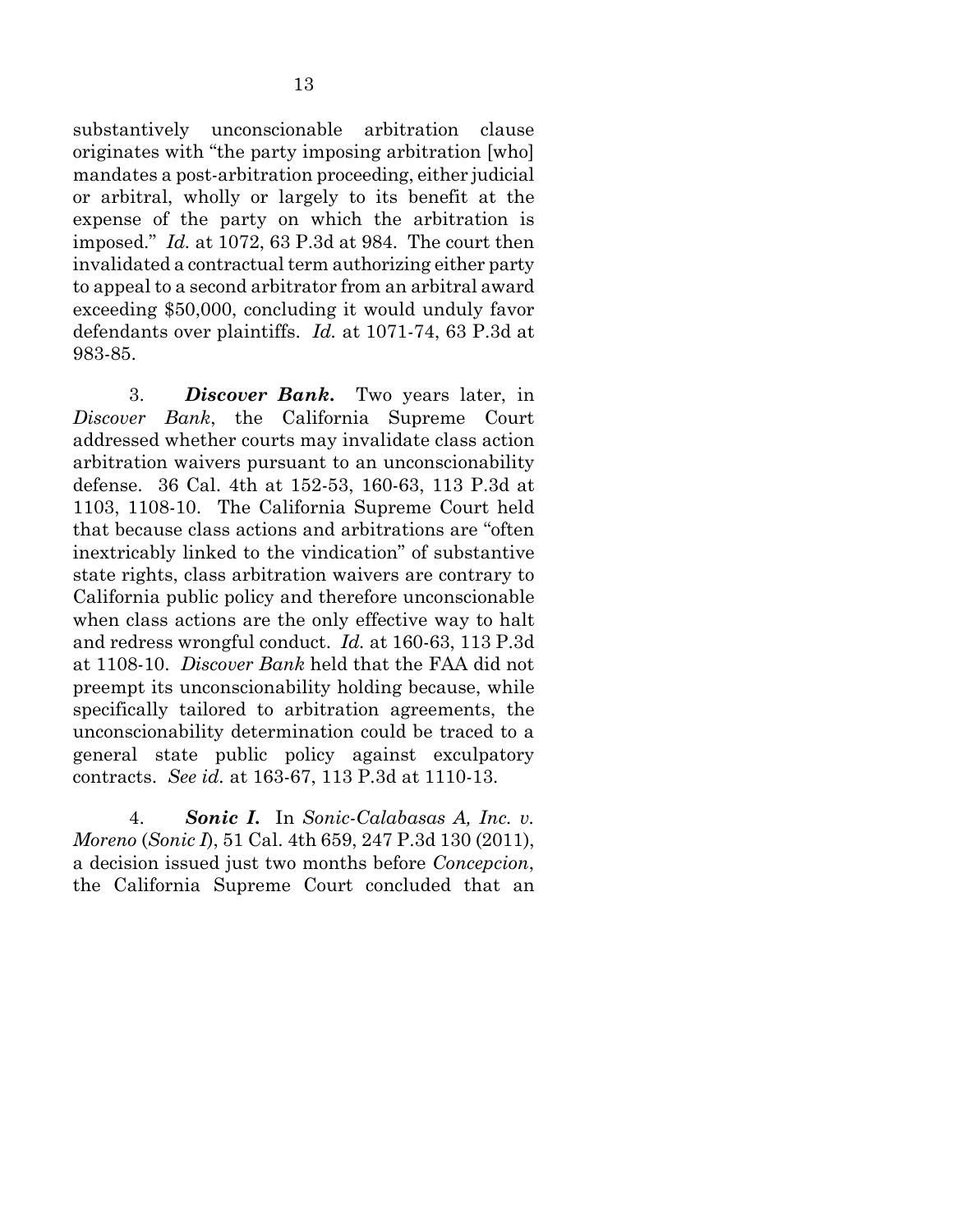substantively unconscionable arbitration clause originates with "the party imposing arbitration [who] mandates a post-arbitration proceeding, either judicial or arbitral, wholly or largely to its benefit at the expense of the party on which the arbitration is imposed." *Id.* at 1072, 63 P.3d at 984. The court then invalidated a contractual term authorizing either party to appeal to a second arbitrator from an arbitral award exceeding $50,000, concluding it would unduly favor defendants over plaintiffs. *Id.* at 1071-74, 63 P.3d at 983-85.

3. ***Discover Bank.*** Two years later, in *Discover Bank*, the California Supreme Court addressed whether courts may invalidate class action arbitration waivers pursuant to an unconscionability defense. 36 Cal. 4th at 152-53, 160-63, 113 P.3d at 1103, 1108-10. The California Supreme Court held that because class actions and arbitrations are "often inextricably linked to the vindication" of substantive state rights, class arbitration waivers are contrary to California public policy and therefore unconscionable when class actions are the only effective way to halt and redress wrongful conduct. *Id.* at 160-63, 113 P.3d at 1108-10. *Discover Bank* held that the FAA did not preempt its unconscionability holding because, while specifically tailored to arbitration agreements, the unconscionability determination could be traced to a general state public policy against exculpatory contracts. *See id.* at 163-67, 113 P.3d at 1110-13.

4. ***Sonic I.*** In *Sonic-Calabasas A, Inc. v. Moreno* (*Sonic I*), 51 Cal. 4th 659, 247 P.3d 130 (2011), a decision issued just two months before *Concepcion*, the California Supreme Court concluded that an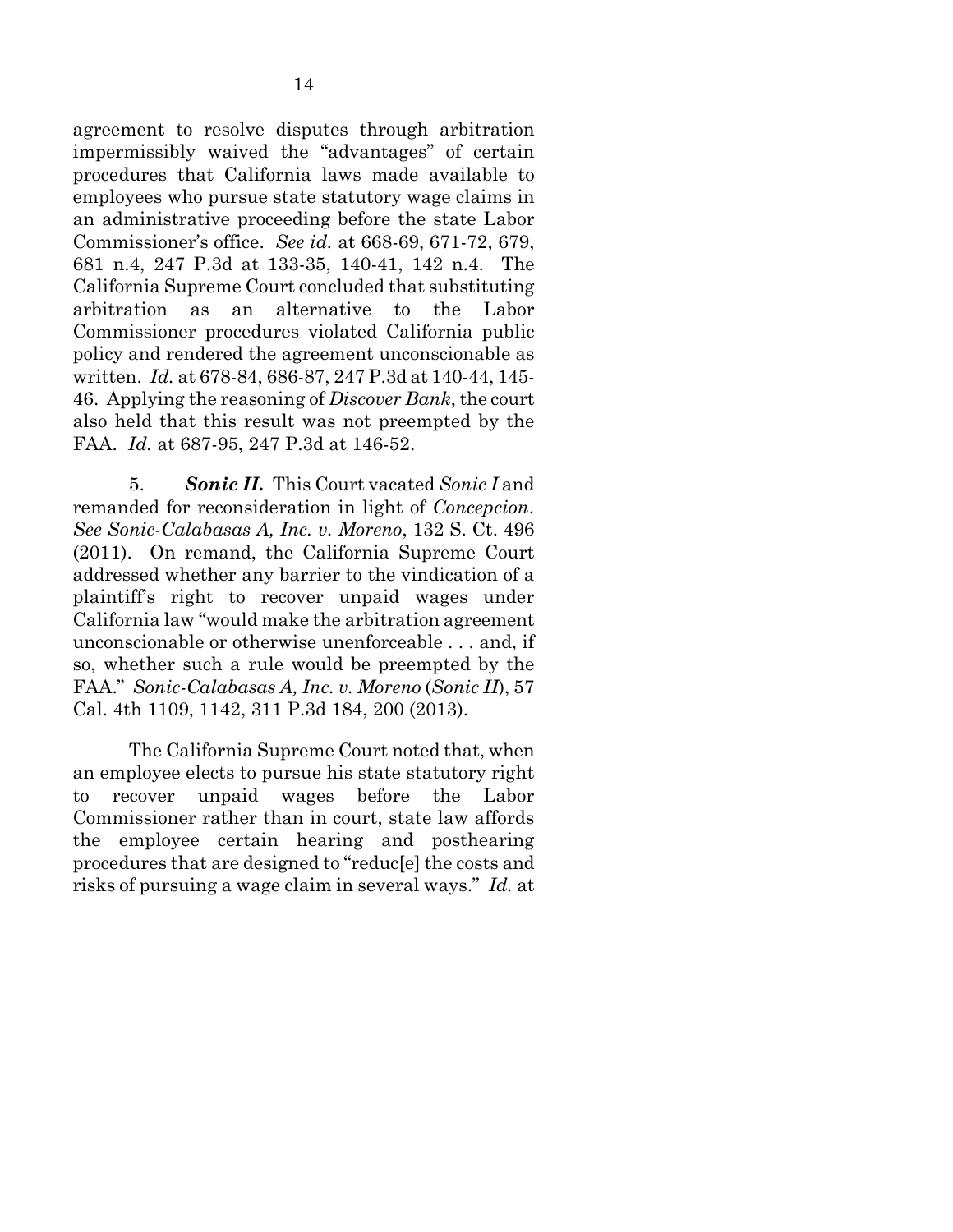agreement to resolve disputes through arbitration impermissibly waived the "advantages" of certain procedures that California laws made available to employees who pursue state statutory wage claims in an administrative proceeding before the state Labor Commissioner's office. *See id.* at 668-69, 671-72, 679, 681 n.4, 247 P.3d at 133-35, 140-41, 142 n.4. The California Supreme Court concluded that substituting arbitration as an alternative to the Labor Commissioner procedures violated California public policy and rendered the agreement unconscionable as written. *Id.* at 678-84, 686-87, 247 P.3d at 140-44, 145-46. Applying the reasoning of *Discover Bank*, the court also held that this result was not preempted by the FAA. *Id.* at 687-95, 247 P.3d at 146-52.

5. ***Sonic II.*** This Court vacated *Sonic I* and remanded for reconsideration in light of *Concepcion*. *See Sonic-Calabasas A, Inc. v. Moreno*, 132 S. Ct. 496 (2011). On remand, the California Supreme Court addressed whether any barrier to the vindication of a plaintiff's right to recover unpaid wages under California law "would make the arbitration agreement unconscionable or otherwise unenforceable . . . and, if so, whether such a rule would be preempted by the FAA." *Sonic-Calabasas A, Inc. v. Moreno* (*Sonic II*), 57 Cal. 4th 1109, 1142, 311 P.3d 184, 200 (2013).

The California Supreme Court noted that, when an employee elects to pursue his state statutory right to recover unpaid wages before the Labor Commissioner rather than in court, state law affords the employee certain hearing and posthearing procedures that are designed to "reduc[e] the costs and risks of pursuing a wage claim in several ways." *Id.* at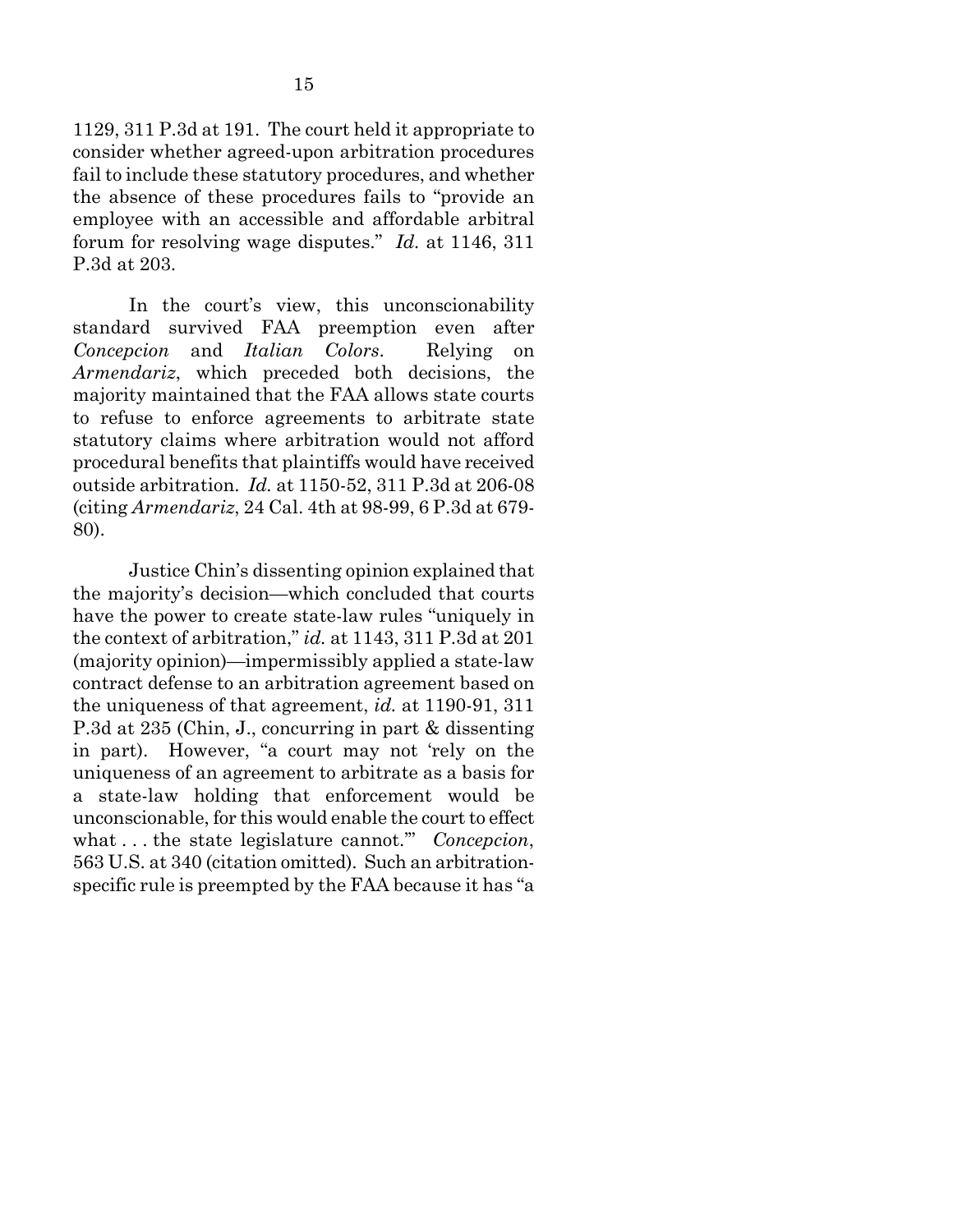1129, 311 P.3d at 191. The court held it appropriate to consider whether agreed-upon arbitration procedures fail to include these statutory procedures, and whether the absence of these procedures fails to "provide an employee with an accessible and affordable arbitral forum for resolving wage disputes." *Id.* at 1146, 311 P.3d at 203.

In the court's view, this unconscionability standard survived FAA preemption even after *Concepcion* and *Italian Colors*. Relying on *Armendariz*, which preceded both decisions, the majority maintained that the FAA allows state courts to refuse to enforce agreements to arbitrate state statutory claims where arbitration would not afford procedural benefits that plaintiffs would have received outside arbitration. *Id.* at 1150-52, 311 P.3d at 206-08 (citing *Armendariz*, 24 Cal. 4th at 98-99, 6 P.3d at 679-80).

Justice Chin's dissenting opinion explained that the majority's decision—which concluded that courts have the power to create state-law rules "uniquely in the context of arbitration," *id.* at 1143, 311 P.3d at 201 (majority opinion)—impermissibly applied a state-law contract defense to an arbitration agreement based on the uniqueness of that agreement, *id.* at 1190-91, 311 P.3d at 235 (Chin, J., concurring in part & dissenting in part). However, "a court may not 'rely on the uniqueness of an agreement to arbitrate as a basis for a state-law holding that enforcement would be unconscionable, for this would enable the court to effect what . . . the state legislature cannot.'" *Concepcion*, 563 U.S. at 340 (citation omitted). Such an arbitration-specific rule is preempted by the FAA because it has "a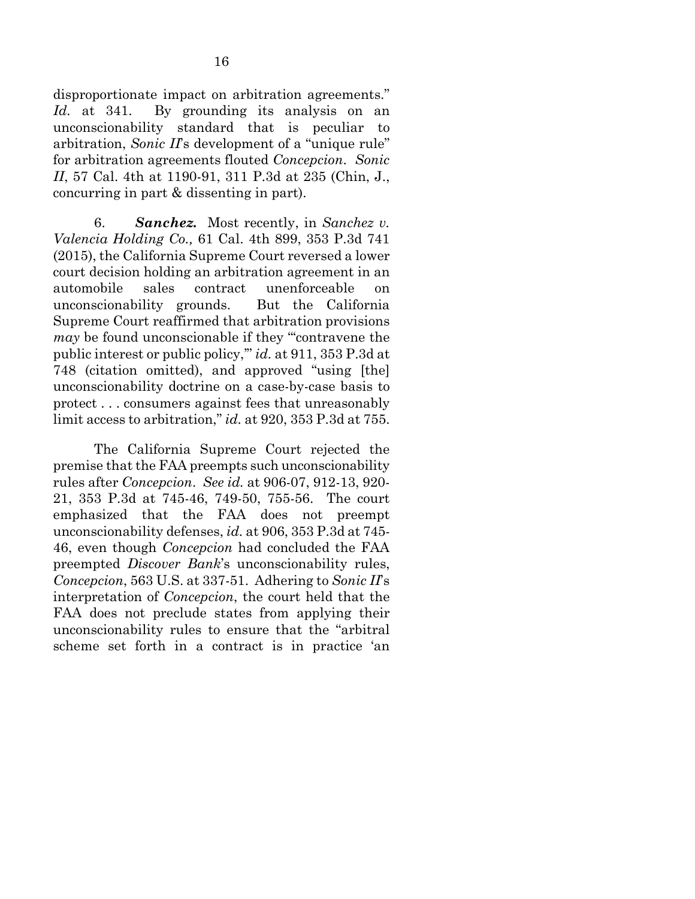disproportionate impact on arbitration agreements." *Id.* at 341. By grounding its analysis on an unconscionability standard that is peculiar to arbitration, *Sonic II*'s development of a "unique rule" for arbitration agreements flouted *Concepcion*. *Sonic II*, 57 Cal. 4th at 1190-91, 311 P.3d at 235 (Chin, J., concurring in part & dissenting in part).

6. ***Sanchez.*** Most recently, in *Sanchez v. Valencia Holding Co.,* 61 Cal. 4th 899, 353 P.3d 741 (2015), the California Supreme Court reversed a lower court decision holding an arbitration agreement in an automobile sales contract unenforceable on unconscionability grounds. But the California Supreme Court reaffirmed that arbitration provisions *may* be found unconscionable if they "'contravene the public interest or public policy,'" *id.* at 911, 353 P.3d at 748 (citation omitted), and approved "using [the] unconscionability doctrine on a case-by-case basis to protect . . . consumers against fees that unreasonably limit access to arbitration," *id.* at 920, 353 P.3d at 755.

The California Supreme Court rejected the premise that the FAA preempts such unconscionability rules after *Concepcion*. *See id.* at 906-07, 912-13, 920-21, 353 P.3d at 745-46, 749-50, 755-56. The court emphasized that the FAA does not preempt unconscionability defenses, *id.* at 906, 353 P.3d at 745-46, even though *Concepcion* had concluded the FAA preempted *Discover Bank*'s unconscionability rules, *Concepcion*, 563 U.S. at 337-51. Adhering to *Sonic II*'s interpretation of *Concepcion*, the court held that the FAA does not preclude states from applying their unconscionability rules to ensure that the "arbitral scheme set forth in a contract is in practice 'an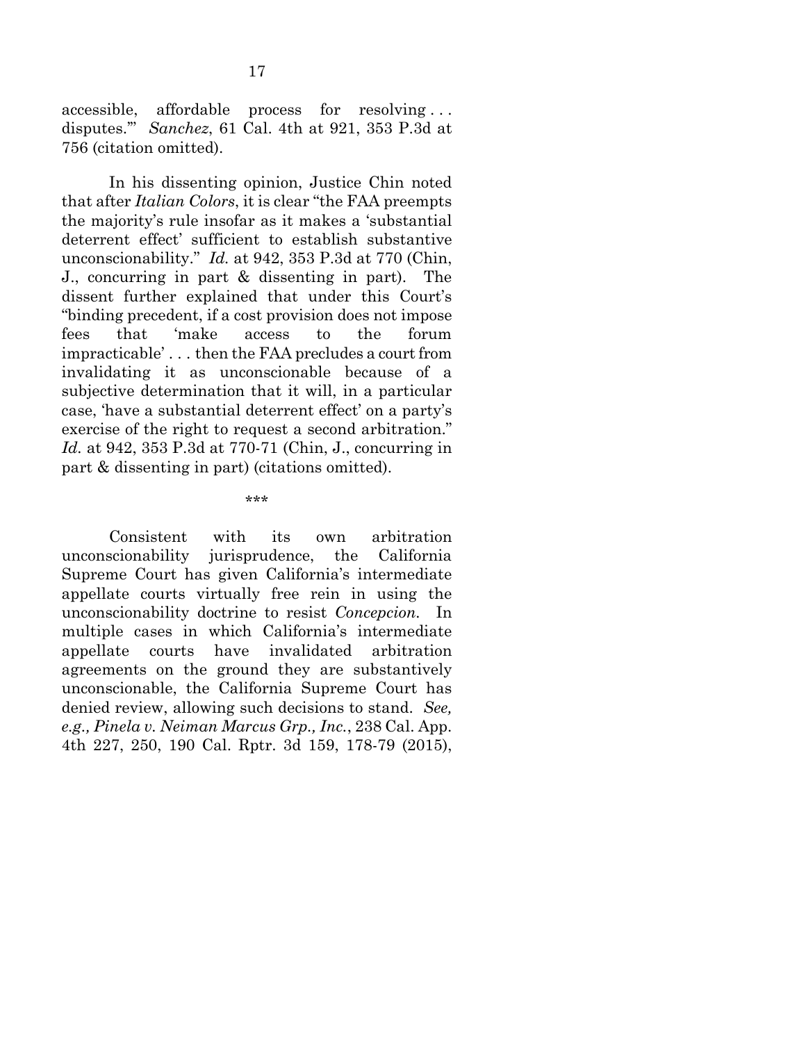accessible, affordable process for resolving . . . disputes.'" *Sanchez*, 61 Cal. 4th at 921, 353 P.3d at 756 (citation omitted).

In his dissenting opinion, Justice Chin noted that after *Italian Colors*, it is clear "the FAA preempts the majority's rule insofar as it makes a 'substantial deterrent effect' sufficient to establish substantive unconscionability." *Id.* at 942, 353 P.3d at 770 (Chin, J., concurring in part & dissenting in part). The dissent further explained that under this Court's "binding precedent, if a cost provision does not impose fees that 'make access to the forum impracticable' . . . then the FAA precludes a court from invalidating it as unconscionable because of a subjective determination that it will, in a particular case, 'have a substantial deterrent effect' on a party's exercise of the right to request a second arbitration." *Id.* at 942, 353 P.3d at 770-71 (Chin, J., concurring in part & dissenting in part) (citations omitted).

\*\*\*

Consistent with its own arbitration unconscionability jurisprudence, the California Supreme Court has given California's intermediate appellate courts virtually free rein in using the unconscionability doctrine to resist *Concepcion*. In multiple cases in which California's intermediate appellate courts have invalidated arbitration agreements on the ground they are substantively unconscionable, the California Supreme Court has denied review, allowing such decisions to stand. *See, e.g., Pinela v. Neiman Marcus Grp., Inc.*, 238 Cal. App. 4th 227, 250, 190 Cal. Rptr. 3d 159, 178-79 (2015),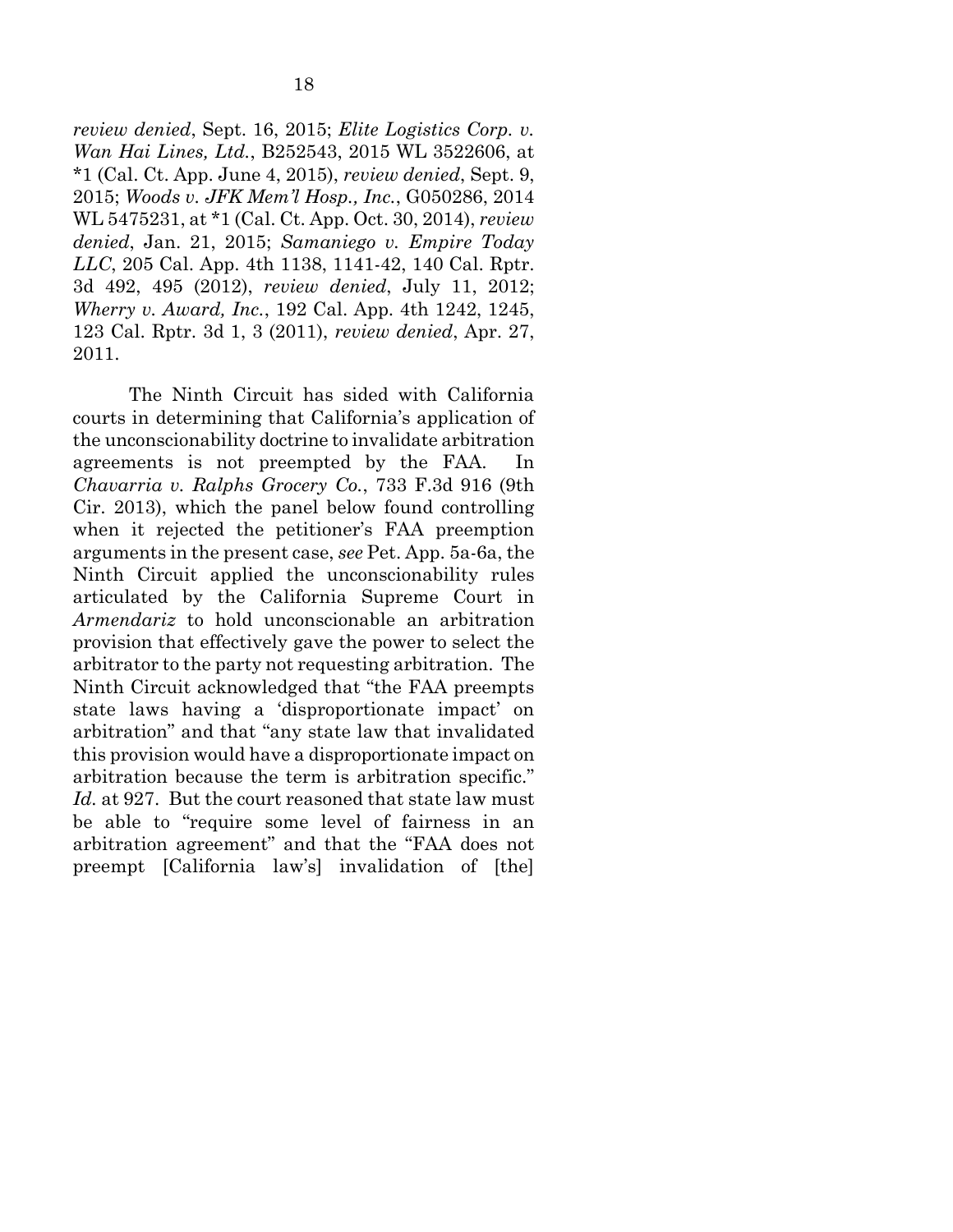*review denied*, Sept. 16, 2015; *Elite Logistics Corp. v. Wan Hai Lines, Ltd.*, B252543, 2015 WL 3522606, at *1 (Cal. Ct. App. June 4, 2015), *review denied*, Sept. 9, 2015; *Woods v. JFK Mem'l Hosp., Inc.*, G050286, 2014 WL 5475231, at *1 (Cal. Ct. App. Oct. 30, 2014), *review denied*, Jan. 21, 2015; *Samaniego v. Empire Today LLC*, 205 Cal. App. 4th 1138, 1141-42, 140 Cal. Rptr. 3d 492, 495 (2012), *review denied*, July 11, 2012; *Wherry v. Award, Inc.*, 192 Cal. App. 4th 1242, 1245, 123 Cal. Rptr. 3d 1, 3 (2011), *review denied*, Apr. 27, 2011.

The Ninth Circuit has sided with California courts in determining that California's application of the unconscionability doctrine to invalidate arbitration agreements is not preempted by the FAA. In *Chavarria v. Ralphs Grocery Co.*, 733 F.3d 916 (9th Cir. 2013), which the panel below found controlling when it rejected the petitioner's FAA preemption arguments in the present case, *see* Pet. App. 5a-6a, the Ninth Circuit applied the unconscionability rules articulated by the California Supreme Court in *Armendariz* to hold unconscionable an arbitration provision that effectively gave the power to select the arbitrator to the party not requesting arbitration. The Ninth Circuit acknowledged that "the FAA preempts state laws having a 'disproportionate impact' on arbitration" and that "any state law that invalidated this provision would have a disproportionate impact on arbitration because the term is arbitration specific." *Id.* at 927. But the court reasoned that state law must be able to "require some level of fairness in an arbitration agreement" and that the "FAA does not preempt [California law's] invalidation of [the]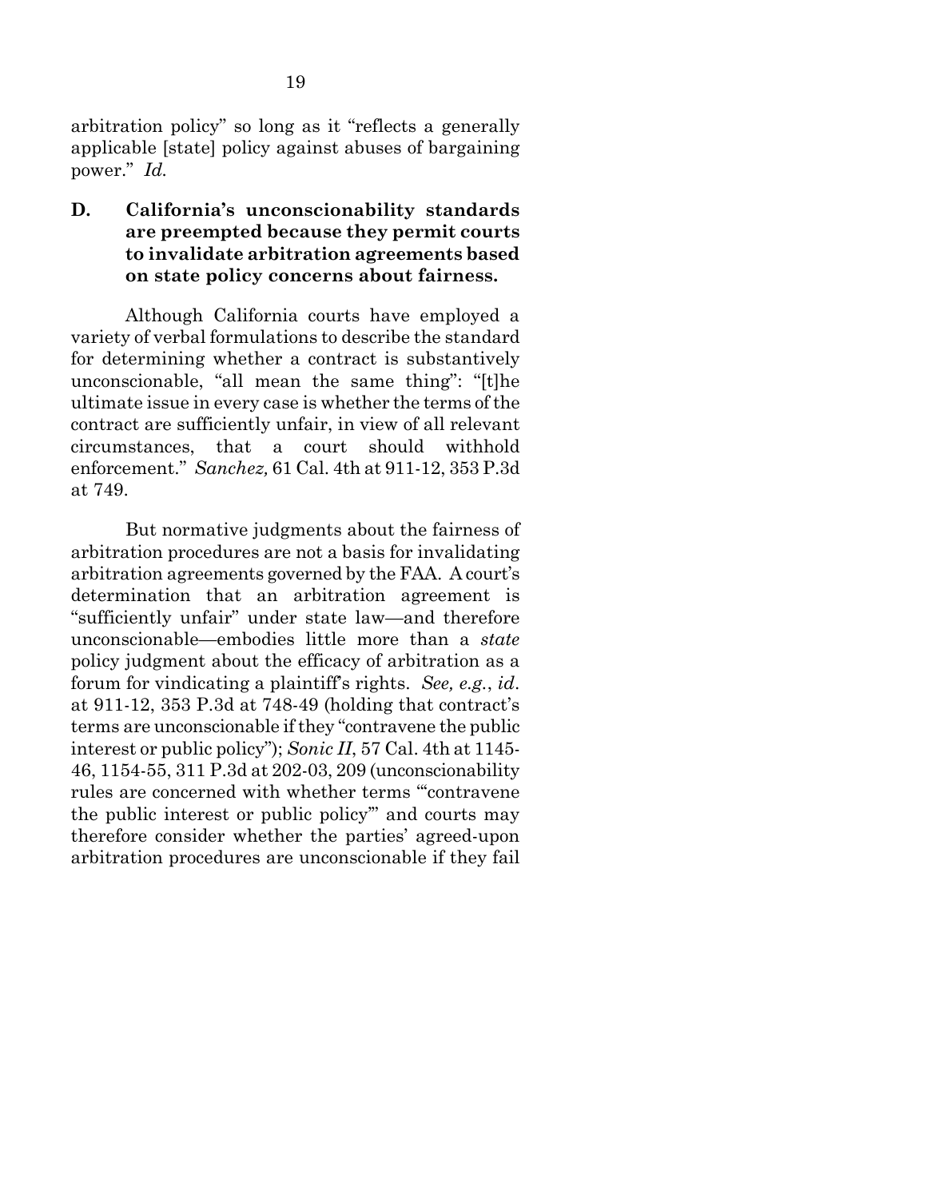arbitration policy" so long as it "reflects a generally applicable [state] policy against abuses of bargaining power." *Id.*

### D. California's unconscionability standards are preempted because they permit courts to invalidate arbitration agreements based on state policy concerns about fairness.

Although California courts have employed a variety of verbal formulations to describe the standard for determining whether a contract is substantively unconscionable, "all mean the same thing": "[t]he ultimate issue in every case is whether the terms of the contract are sufficiently unfair, in view of all relevant circumstances, that a court should withhold enforcement." *Sanchez,* 61 Cal. 4th at 911-12, 353 P.3d at 749.

But normative judgments about the fairness of arbitration procedures are not a basis for invalidating arbitration agreements governed by the FAA. A court's determination that an arbitration agreement is "sufficiently unfair" under state law—and therefore unconscionable—embodies little more than a *state* policy judgment about the efficacy of arbitration as a forum for vindicating a plaintiff's rights. *See, e.g.*, *id*. at 911-12, 353 P.3d at 748-49 (holding that contract's terms are unconscionable if they "contravene the public interest or public policy"); *Sonic II*, 57 Cal. 4th at 1145-46, 1154-55, 311 P.3d at 202-03, 209 (unconscionability rules are concerned with whether terms "'contravene the public interest or public policy'" and courts may therefore consider whether the parties' agreed-upon arbitration procedures are unconscionable if they fail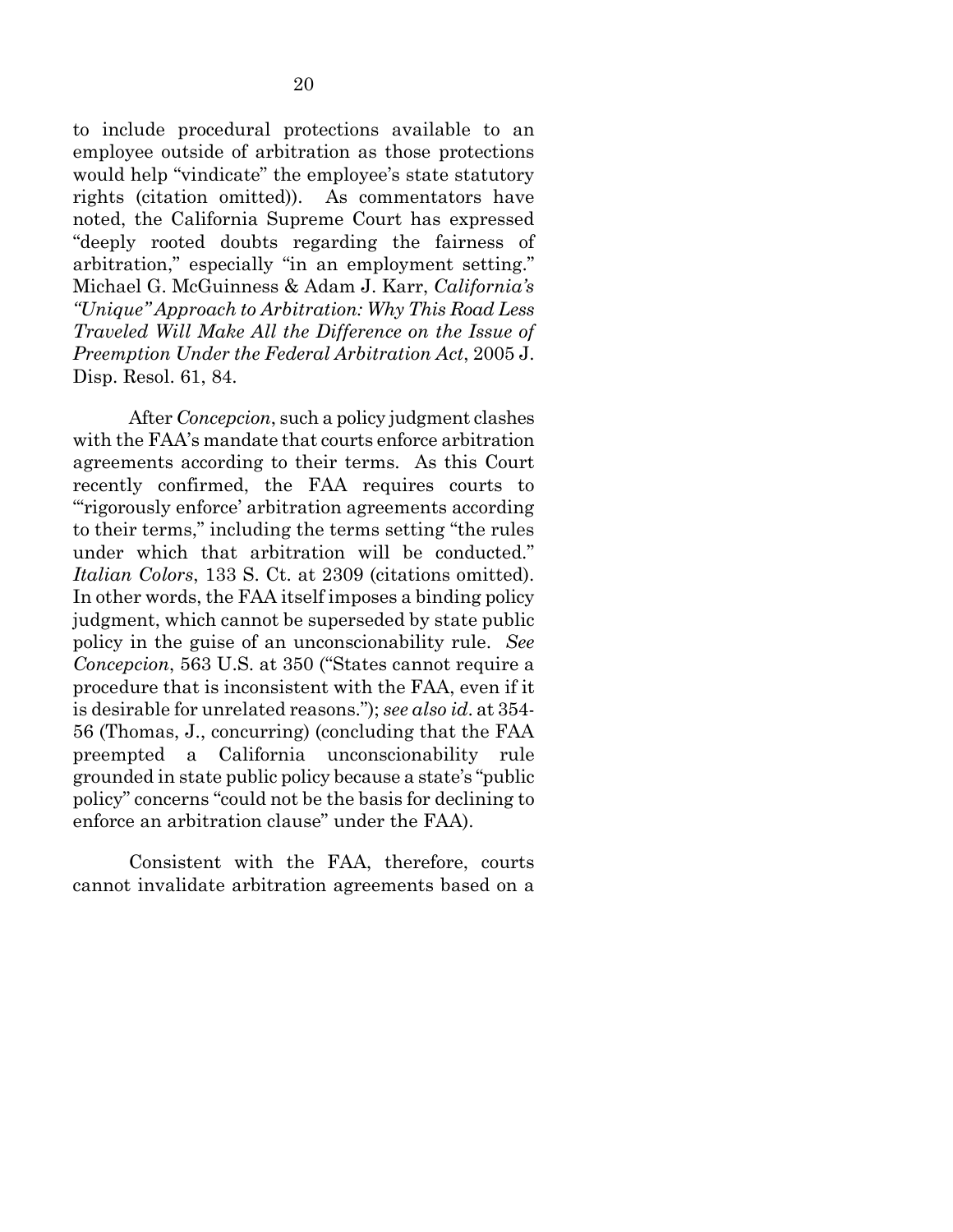to include procedural protections available to an employee outside of arbitration as those protections would help "vindicate" the employee's state statutory rights (citation omitted)). As commentators have noted, the California Supreme Court has expressed "deeply rooted doubts regarding the fairness of arbitration," especially "in an employment setting." Michael G. McGuinness & Adam J. Karr, *California's "Unique" Approach to Arbitration: Why This Road Less Traveled Will Make All the Difference on the Issue of Preemption Under the Federal Arbitration Act*, 2005 J. Disp. Resol. 61, 84.

After *Concepcion*, such a policy judgment clashes with the FAA's mandate that courts enforce arbitration agreements according to their terms. As this Court recently confirmed, the FAA requires courts to "'rigorously enforce' arbitration agreements according to their terms," including the terms setting "the rules under which that arbitration will be conducted." *Italian Colors*, 133 S. Ct. at 2309 (citations omitted). In other words, the FAA itself imposes a binding policy judgment, which cannot be superseded by state public policy in the guise of an unconscionability rule. *See Concepcion*, 563 U.S. at 350 ("States cannot require a procedure that is inconsistent with the FAA, even if it is desirable for unrelated reasons."); *see also id*. at 354-56 (Thomas, J., concurring) (concluding that the FAA preempted a California unconscionability rule grounded in state public policy because a state's "public policy" concerns "could not be the basis for declining to enforce an arbitration clause" under the FAA).

Consistent with the FAA, therefore, courts cannot invalidate arbitration agreements based on a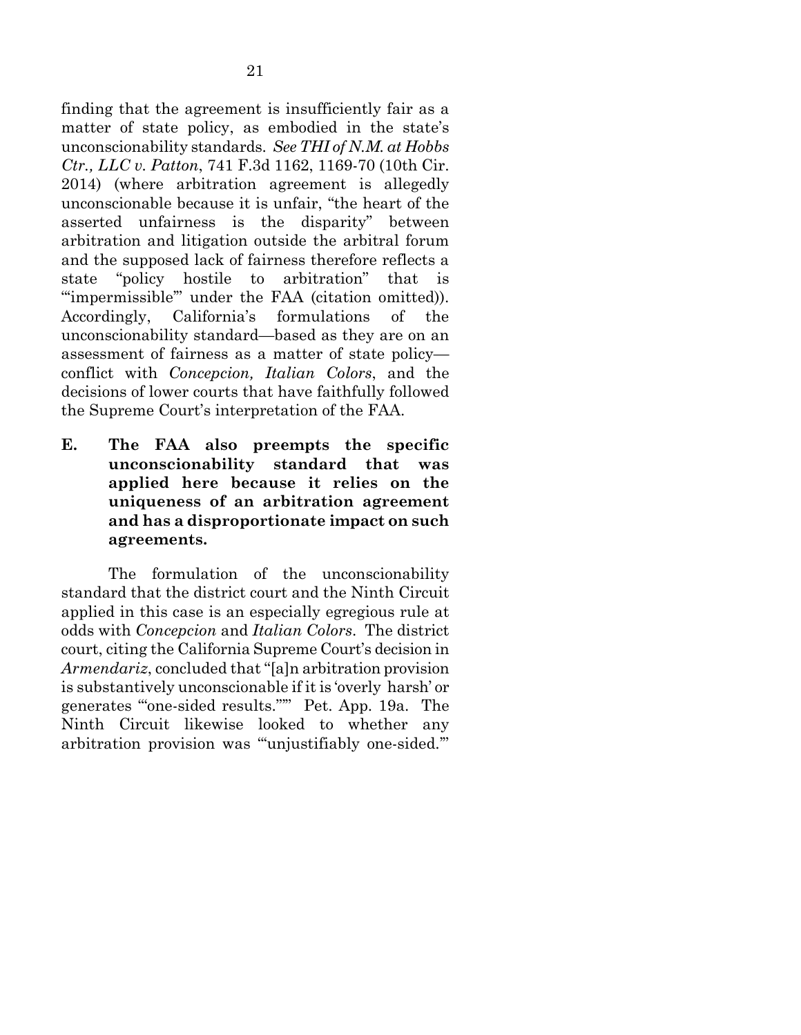finding that the agreement is insufficiently fair as a matter of state policy, as embodied in the state's unconscionability standards. *See THI of N.M. at Hobbs Ctr., LLC v. Patton*, 741 F.3d 1162, 1169-70 (10th Cir. 2014) (where arbitration agreement is allegedly unconscionable because it is unfair, "the heart of the asserted unfairness is the disparity" between arbitration and litigation outside the arbitral forum and the supposed lack of fairness therefore reflects a state "policy hostile to arbitration" that is "'impermissible'" under the FAA (citation omitted)). Accordingly, California's formulations of the unconscionability standard—based as they are on an assessment of fairness as a matter of state policy—conflict with *Concepcion, Italian Colors*, and the decisions of lower courts that have faithfully followed the Supreme Court's interpretation of the FAA.

### E. The FAA also preempts the specific unconscionability standard that was applied here because it relies on the uniqueness of an arbitration agreement and has a disproportionate impact on such agreements.

The formulation of the unconscionability standard that the district court and the Ninth Circuit applied in this case is an especially egregious rule at odds with *Concepcion* and *Italian Colors*. The district court, citing the California Supreme Court's decision in *Armendariz*, concluded that "[a]n arbitration provision is substantively unconscionable if it is 'overly harsh' or generates "'one-sided results.'"" Pet. App. 19a. The Ninth Circuit likewise looked to whether any arbitration provision was "'unjustifiably one-sided.'"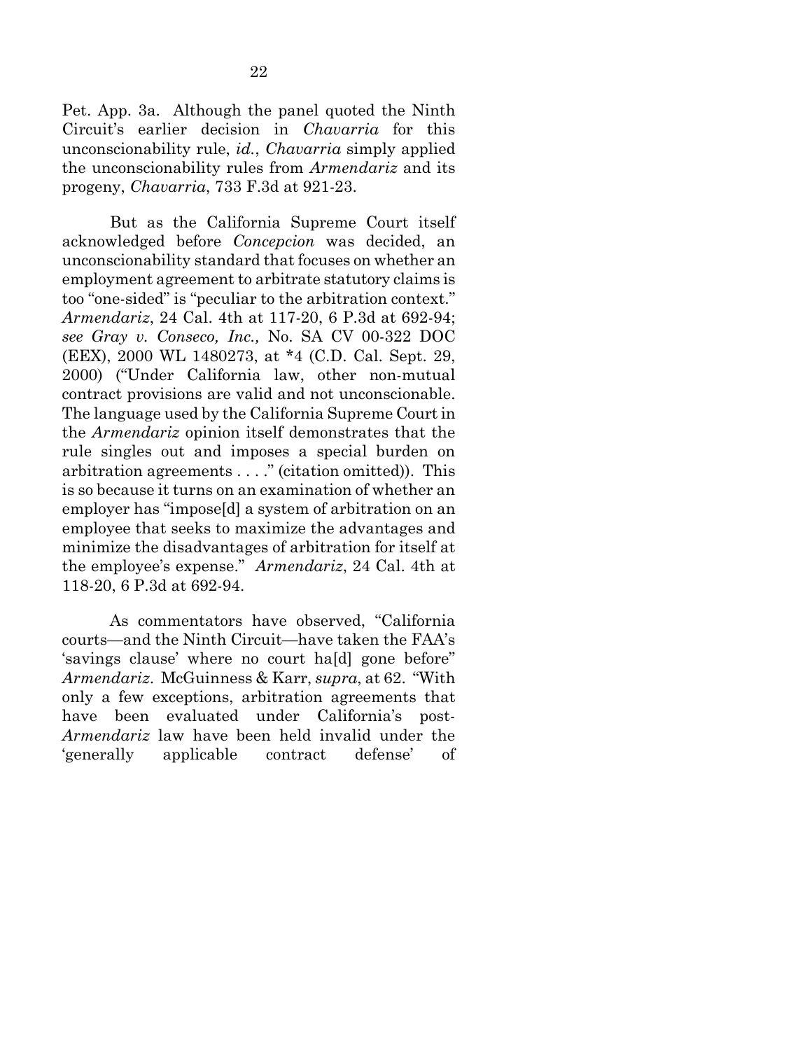Pet. App. 3a. Although the panel quoted the Ninth Circuit's earlier decision in *Chavarria* for this unconscionability rule, *id.*, *Chavarria* simply applied the unconscionability rules from *Armendariz* and its progeny, *Chavarria*, 733 F.3d at 921-23.

But as the California Supreme Court itself acknowledged before *Concepcion* was decided, an unconscionability standard that focuses on whether an employment agreement to arbitrate statutory claims is too "one-sided" is "peculiar to the arbitration context." *Armendariz*, 24 Cal. 4th at 117-20, 6 P.3d at 692-94; *see Gray v. Conseco, Inc.,* No. SA CV 00-322 DOC (EEX), 2000 WL 1480273, at *4 (C.D. Cal. Sept. 29, 2000) ("Under California law, other non-mutual contract provisions are valid and not unconscionable. The language used by the California Supreme Court in the *Armendariz* opinion itself demonstrates that the rule singles out and imposes a special burden on arbitration agreements . . . ." (citation omitted)). This is so because it turns on an examination of whether an employer has "impose[d] a system of arbitration on an employee that seeks to maximize the advantages and minimize the disadvantages of arbitration for itself at the employee's expense." *Armendariz*, 24 Cal. 4th at 118-20, 6 P.3d at 692-94.

As commentators have observed, "California courts—and the Ninth Circuit—have taken the FAA's 'savings clause' where no court ha[d] gone before" *Armendariz*. McGuinness & Karr, *supra*, at 62. "With only a few exceptions, arbitration agreements that have been evaluated under California's post-*Armendariz* law have been held invalid under the 'generally applicable contract defense' of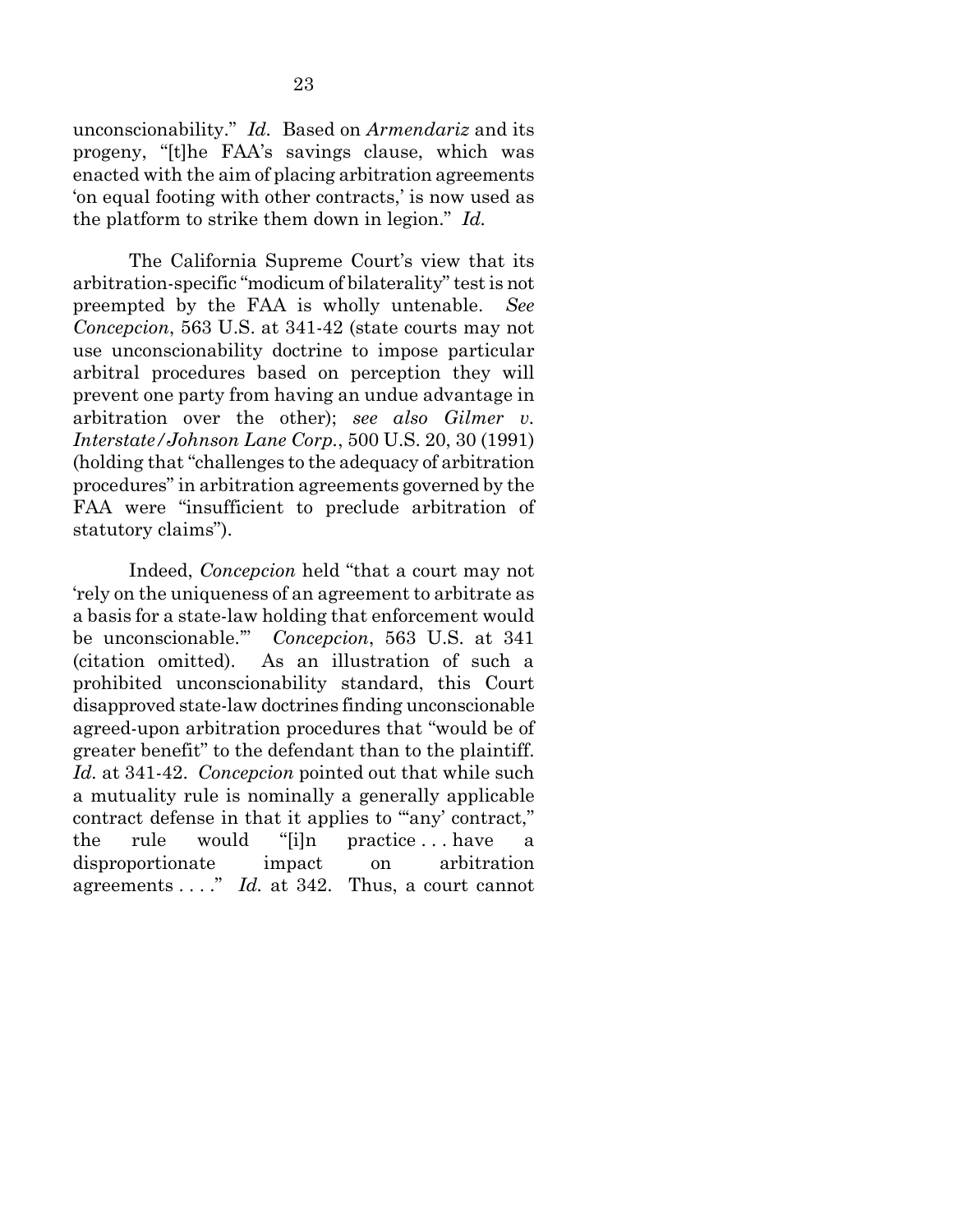unconscionability." *Id.* Based on *Armendariz* and its progeny, "[t]he FAA's savings clause, which was enacted with the aim of placing arbitration agreements 'on equal footing with other contracts,' is now used as the platform to strike them down in legion." *Id.*

The California Supreme Court's view that its arbitration-specific "modicum of bilaterality" test is not preempted by the FAA is wholly untenable. *See Concepcion*, 563 U.S. at 341-42 (state courts may not use unconscionability doctrine to impose particular arbitral procedures based on perception they will prevent one party from having an undue advantage in arbitration over the other); *see also Gilmer v. Interstate/Johnson Lane Corp.*, 500 U.S. 20, 30 (1991) (holding that "challenges to the adequacy of arbitration procedures" in arbitration agreements governed by the FAA were "insufficient to preclude arbitration of statutory claims").

Indeed, *Concepcion* held "that a court may not 'rely on the uniqueness of an agreement to arbitrate as a basis for a state-law holding that enforcement would be unconscionable.'" *Concepcion*, 563 U.S. at 341 (citation omitted). As an illustration of such a prohibited unconscionability standard, this Court disapproved state-law doctrines finding unconscionable agreed-upon arbitration procedures that "would be of greater benefit" to the defendant than to the plaintiff. *Id.* at 341-42. *Concepcion* pointed out that while such a mutuality rule is nominally a generally applicable contract defense in that it applies to "'any' contract," the rule would "[i]n practice . . . have a disproportionate impact on arbitration agreements . . . ." *Id.* at 342. Thus, a court cannot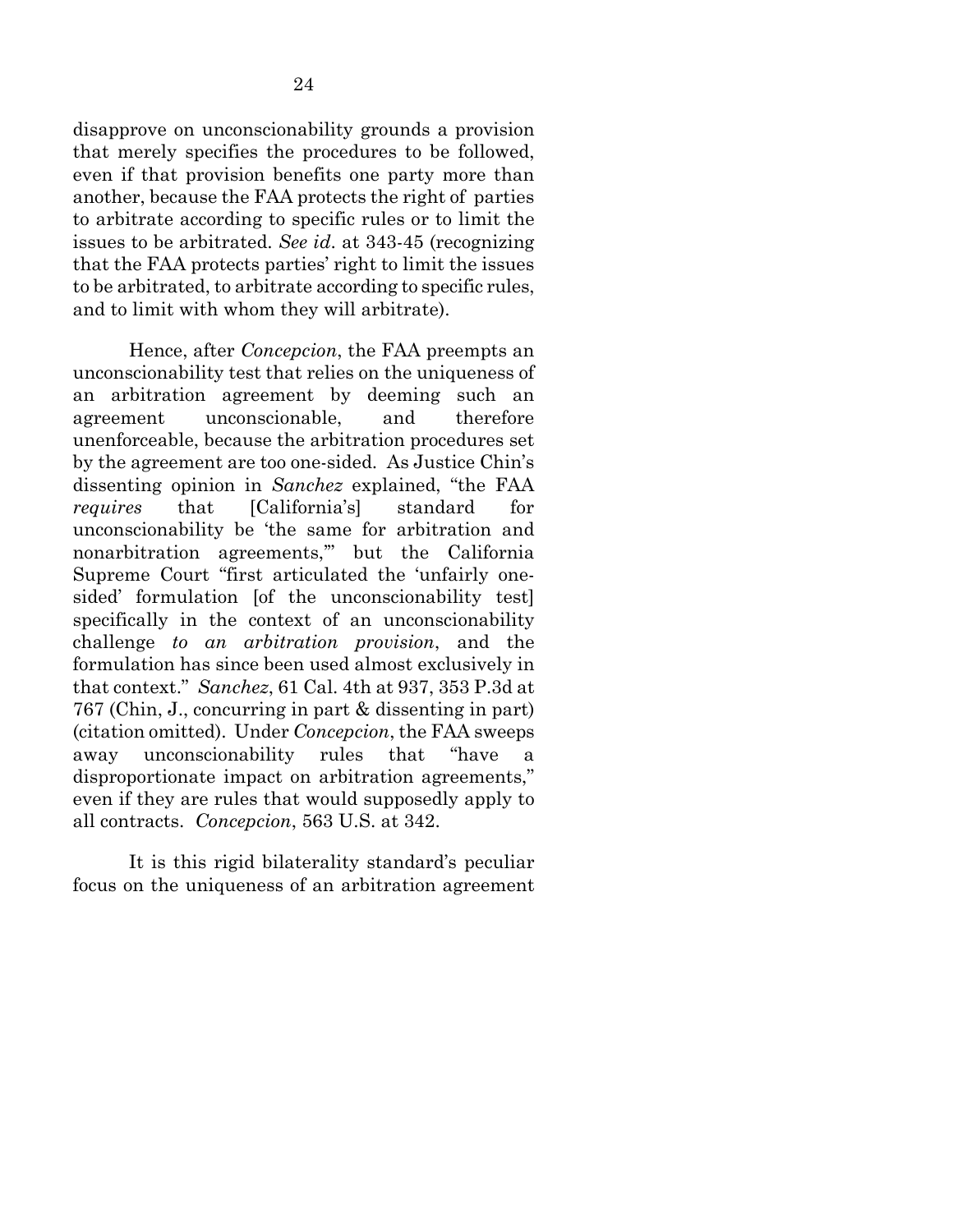disapprove on unconscionability grounds a provision that merely specifies the procedures to be followed, even if that provision benefits one party more than another, because the FAA protects the right of parties to arbitrate according to specific rules or to limit the issues to be arbitrated. *See id*. at 343-45 (recognizing that the FAA protects parties' right to limit the issues to be arbitrated, to arbitrate according to specific rules, and to limit with whom they will arbitrate).

Hence, after *Concepcion*, the FAA preempts an unconscionability test that relies on the uniqueness of an arbitration agreement by deeming such an agreement unconscionable, and therefore unenforceable, because the arbitration procedures set by the agreement are too one-sided. As Justice Chin's dissenting opinion in *Sanchez* explained, "the FAA *requires* that [California's] standard for unconscionability be 'the same for arbitration and nonarbitration agreements,'" but the California Supreme Court "first articulated the 'unfairly one-sided' formulation [of the unconscionability test] specifically in the context of an unconscionability challenge *to an arbitration provision*, and the formulation has since been used almost exclusively in that context." *Sanchez*, 61 Cal. 4th at 937, 353 P.3d at 767 (Chin, J., concurring in part & dissenting in part) (citation omitted). Under *Concepcion*, the FAA sweeps away unconscionability rules that "have a disproportionate impact on arbitration agreements," even if they are rules that would supposedly apply to all contracts. *Concepcion*, 563 U.S. at 342.

It is this rigid bilaterality standard's peculiar focus on the uniqueness of an arbitration agreement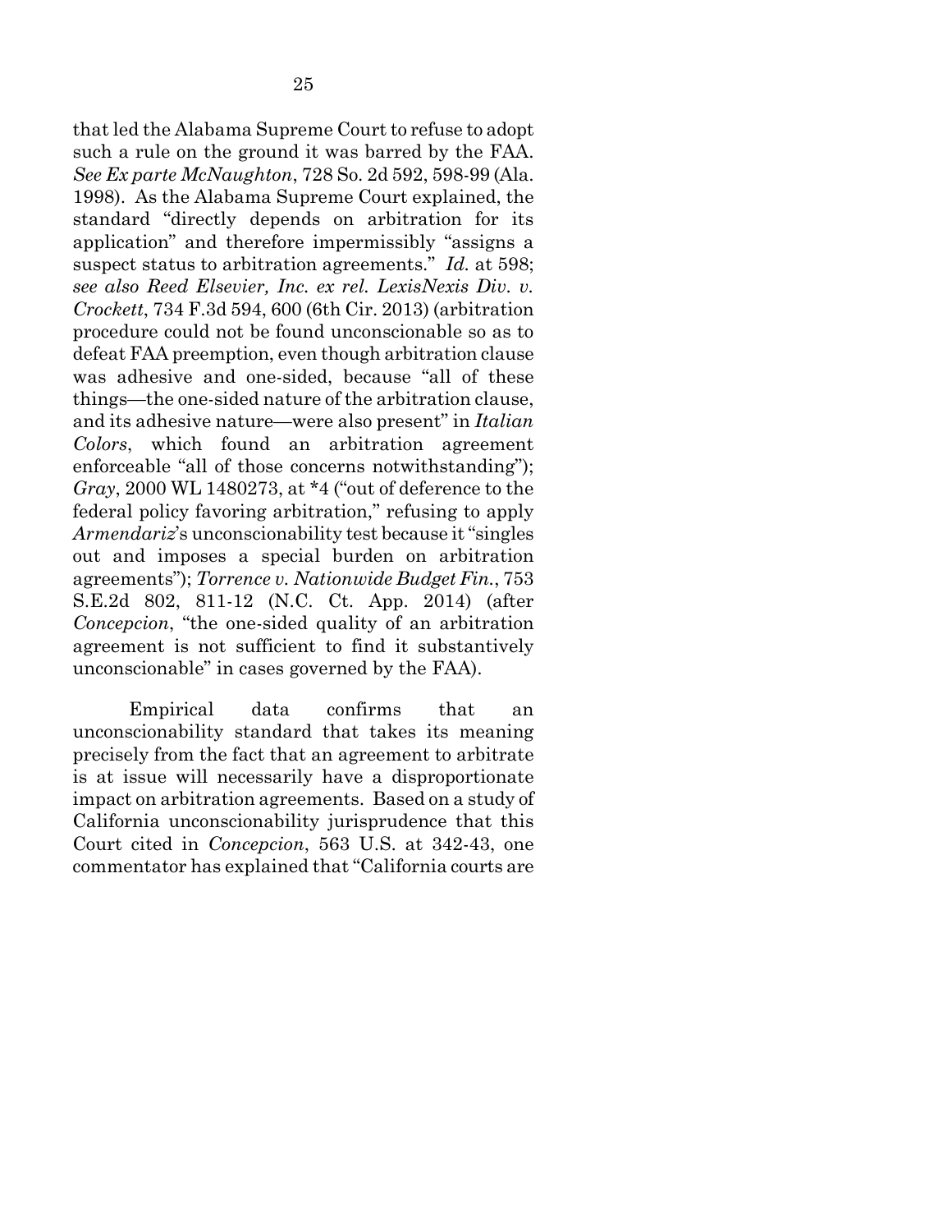that led the Alabama Supreme Court to refuse to adopt such a rule on the ground it was barred by the FAA. *See Ex parte McNaughton*, 728 So. 2d 592, 598-99 (Ala. 1998). As the Alabama Supreme Court explained, the standard "directly depends on arbitration for its application" and therefore impermissibly "assigns a suspect status to arbitration agreements." *Id.* at 598; *see also Reed Elsevier, Inc. ex rel. LexisNexis Div. v. Crockett*, 734 F.3d 594, 600 (6th Cir. 2013) (arbitration procedure could not be found unconscionable so as to defeat FAA preemption, even though arbitration clause was adhesive and one-sided, because "all of these things—the one-sided nature of the arbitration clause, and its adhesive nature—were also present" in *Italian Colors*, which found an arbitration agreement enforceable "all of those concerns notwithstanding"); *Gray*, 2000 WL 1480273, at *4 ("out of deference to the federal policy favoring arbitration," refusing to apply *Armendariz*'s unconscionability test because it "singles out and imposes a special burden on arbitration agreements"); *Torrence v. Nationwide Budget Fin.*, 753 S.E.2d 802, 811-12 (N.C. Ct. App. 2014) (after *Concepcion*, "the one-sided quality of an arbitration agreement is not sufficient to find it substantively unconscionable" in cases governed by the FAA).

Empirical data confirms that an unconscionability standard that takes its meaning precisely from the fact that an agreement to arbitrate is at issue will necessarily have a disproportionate impact on arbitration agreements. Based on a study of California unconscionability jurisprudence that this Court cited in *Concepcion*, 563 U.S. at 342-43, one commentator has explained that "California courts are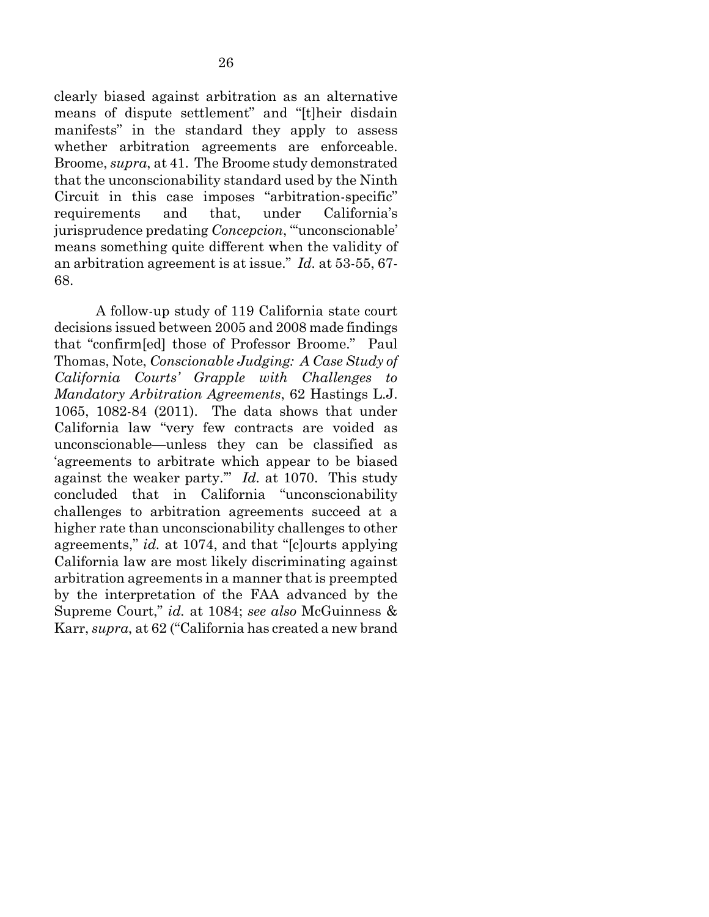clearly biased against arbitration as an alternative means of dispute settlement" and "[t]heir disdain manifests" in the standard they apply to assess whether arbitration agreements are enforceable. Broome, *supra*, at 41. The Broome study demonstrated that the unconscionability standard used by the Ninth Circuit in this case imposes "arbitration-specific" requirements and that, under California's jurisprudence predating *Concepcion*, "'unconscionable' means something quite different when the validity of an arbitration agreement is at issue." *Id.* at 53-55, 67-68.

A follow-up study of 119 California state court decisions issued between 2005 and 2008 made findings that "confirm[ed] those of Professor Broome." Paul Thomas, Note, *Conscionable Judging: A Case Study of California Courts' Grapple with Challenges to Mandatory Arbitration Agreements*, 62 Hastings L.J. 1065, 1082-84 (2011). The data shows that under California law "very few contracts are voided as unconscionable—unless they can be classified as 'agreements to arbitrate which appear to be biased against the weaker party.'" *Id.* at 1070. This study concluded that in California "unconscionability challenges to arbitration agreements succeed at a higher rate than unconscionability challenges to other agreements," *id.* at 1074, and that "[c]ourts applying California law are most likely discriminating against arbitration agreements in a manner that is preempted by the interpretation of the FAA advanced by the Supreme Court," *id.* at 1084; *see also* McGuinness & Karr, *supra*, at 62 ("California has created a new brand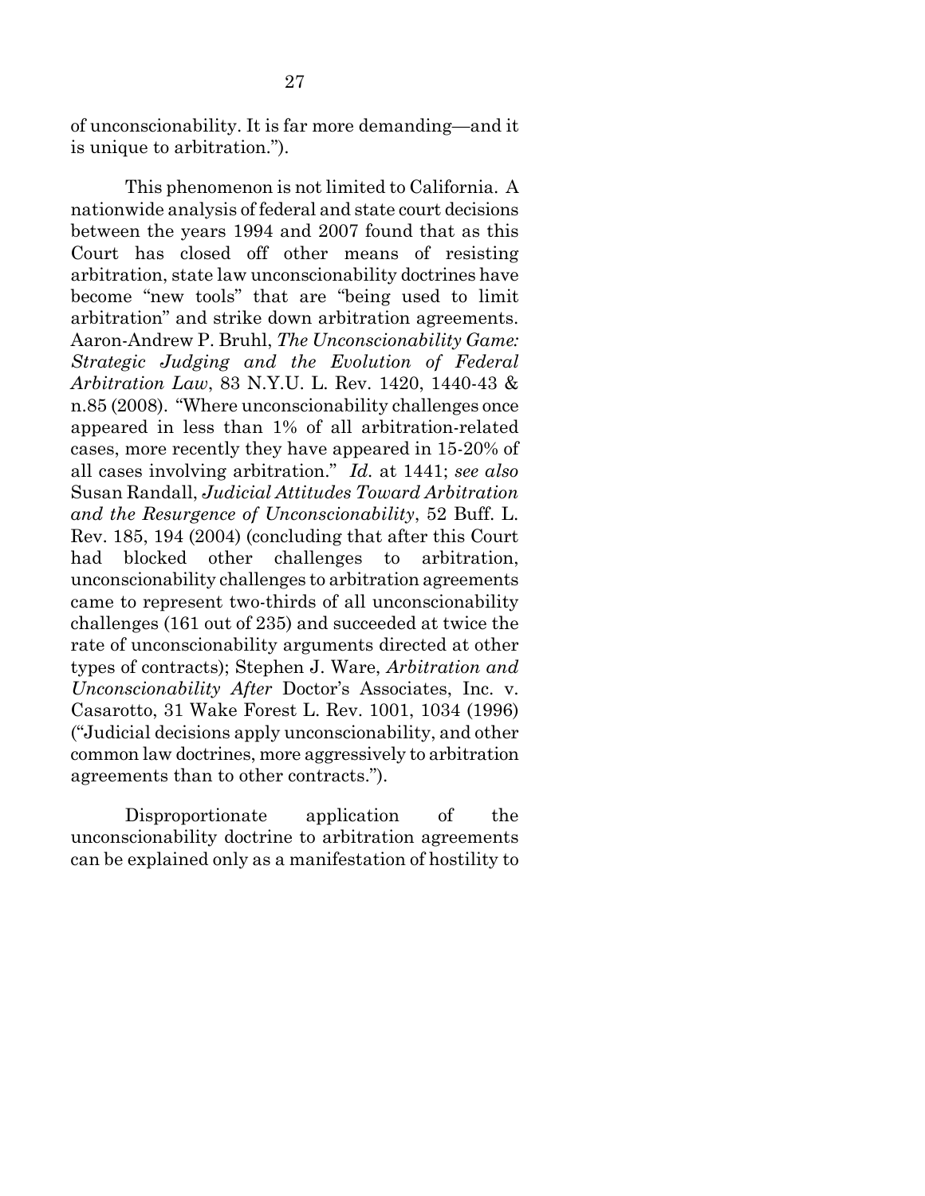of unconscionability. It is far more demanding—and it is unique to arbitration.").

This phenomenon is not limited to California. A nationwide analysis of federal and state court decisions between the years 1994 and 2007 found that as this Court has closed off other means of resisting arbitration, state law unconscionability doctrines have become "new tools" that are "being used to limit arbitration" and strike down arbitration agreements. Aaron-Andrew P. Bruhl, *The Unconscionability Game: Strategic Judging and the Evolution of Federal Arbitration Law*, 83 N.Y.U. L. Rev. 1420, 1440-43 & n.85 (2008). "Where unconscionability challenges once appeared in less than 1% of all arbitration-related cases, more recently they have appeared in 15-20% of all cases involving arbitration." *Id.* at 1441; *see also* Susan Randall, *Judicial Attitudes Toward Arbitration and the Resurgence of Unconscionability*, 52 Buff. L. Rev. 185, 194 (2004) (concluding that after this Court had blocked other challenges to arbitration, unconscionability challenges to arbitration agreements came to represent two-thirds of all unconscionability challenges (161 out of 235) and succeeded at twice the rate of unconscionability arguments directed at other types of contracts); Stephen J. Ware, *Arbitration and Unconscionability After* Doctor's Associates, Inc. v. Casarotto, 31 Wake Forest L. Rev. 1001, 1034 (1996) ("Judicial decisions apply unconscionability, and other common law doctrines, more aggressively to arbitration agreements than to other contracts.").

Disproportionate application of the unconscionability doctrine to arbitration agreements can be explained only as a manifestation of hostility to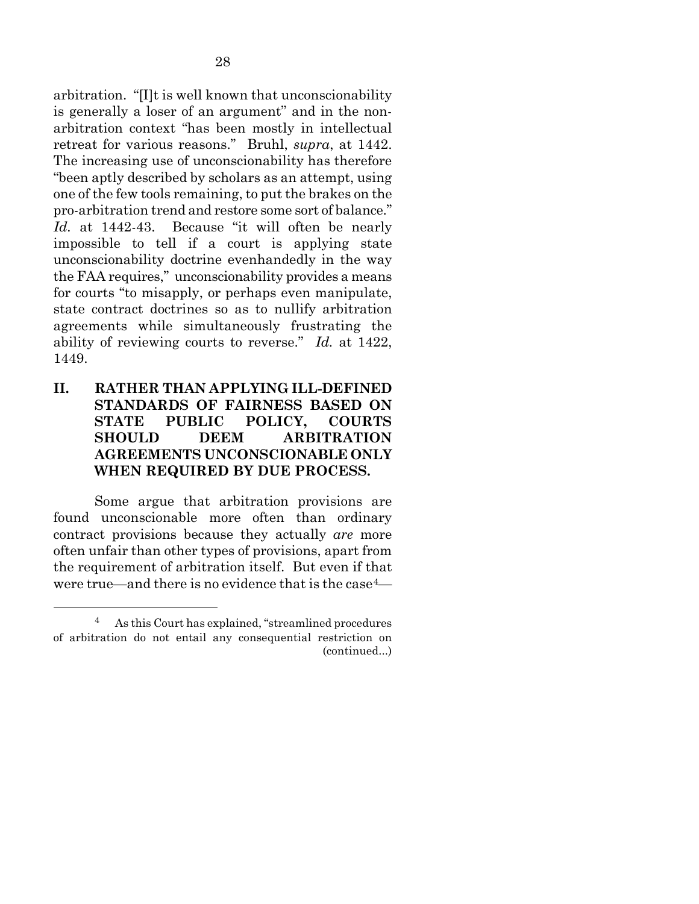arbitration. "[I]t is well known that unconscionability is generally a loser of an argument" and in the non-arbitration context "has been mostly in intellectual retreat for various reasons." Bruhl, *supra*, at 1442. The increasing use of unconscionability has therefore "been aptly described by scholars as an attempt, using one of the few tools remaining, to put the brakes on the pro-arbitration trend and restore some sort of balance." *Id.* at 1442-43. Because "it will often be nearly impossible to tell if a court is applying state unconscionability doctrine evenhandedly in the way the FAA requires," unconscionability provides a means for courts "to misapply, or perhaps even manipulate, state contract doctrines so as to nullify arbitration agreements while simultaneously frustrating the ability of reviewing courts to reverse." *Id.* at 1422, 1449.

## II. RATHER THAN APPLYING ILL-DEFINED STANDARDS OF FAIRNESS BASED ON STATE PUBLIC POLICY, COURTS SHOULD DEEM ARBITRATION AGREEMENTS UNCONSCIONABLE ONLY WHEN REQUIRED BY DUE PROCESS.

Some argue that arbitration provisions are found unconscionable more often than ordinary contract provisions because they actually *are* more often unfair than other types of provisions, apart from the requirement of arbitration itself. But even if that were true—and there is no evidence that is the case[4]—

---

[4] As this Court has explained, "streamlined procedures of arbitration do not entail any consequential restriction on (continued...)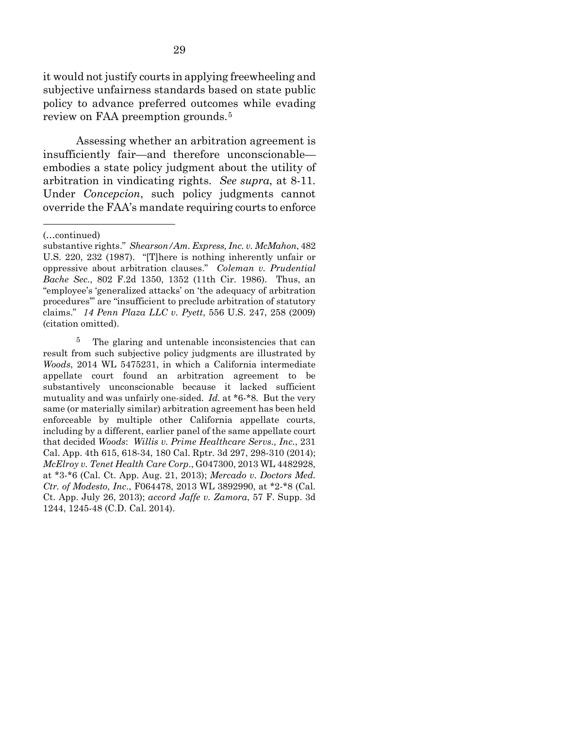it would not justify courts in applying freewheeling and subjective unfairness standards based on state public policy to advance preferred outcomes while evading review on FAA preemption grounds.[5]

Assessing whether an arbitration agreement is insufficiently fair—and therefore unconscionable—embodies a state policy judgment about the utility of arbitration in vindicating rights. *See supra*, at 8-11. Under *Concepcion*, such policy judgments cannot override the FAA's mandate requiring courts to enforce

---

(…continued)

substantive rights." *Shearson/Am. Express, Inc. v. McMahon*, 482 U.S. 220, 232 (1987). "[T]here is nothing inherently unfair or oppressive about arbitration clauses." *Coleman v. Prudential Bache Sec.*, 802 F.2d 1350, 1352 (11th Cir. 1986). Thus, an "employee's 'generalized attacks' on 'the adequacy of arbitration procedures'" are "insufficient to preclude arbitration of statutory claims." *14 Penn Plaza LLC v. Pyett*, 556 U.S. 247, 258 (2009) (citation omitted).

[5] The glaring and untenable inconsistencies that can result from such subjective policy judgments are illustrated by *Woods*, 2014 WL 5475231, in which a California intermediate appellate court found an arbitration agreement to be substantively unconscionable because it lacked sufficient mutuality and was unfairly one-sided. *Id.* at *6-*8. But the very same (or materially similar) arbitration agreement has been held enforceable by multiple other California appellate courts, including by a different, earlier panel of the same appellate court that decided *Woods*: *Willis v. Prime Healthcare Servs., Inc.*, 231 Cal. App. 4th 615, 618-34, 180 Cal. Rptr. 3d 297, 298-310 (2014); *McElroy v. Tenet Health Care Corp.*, G047300, 2013 WL 4482928, at *3-*6 (Cal. Ct. App. Aug. 21, 2013); *Mercado v. Doctors Med. Ctr. of Modesto, Inc.*, F064478, 2013 WL 3892990, at *2-*8 (Cal. Ct. App. July 26, 2013); *accord Jaffe v. Zamora*, 57 F. Supp. 3d 1244, 1245-48 (C.D. Cal. 2014).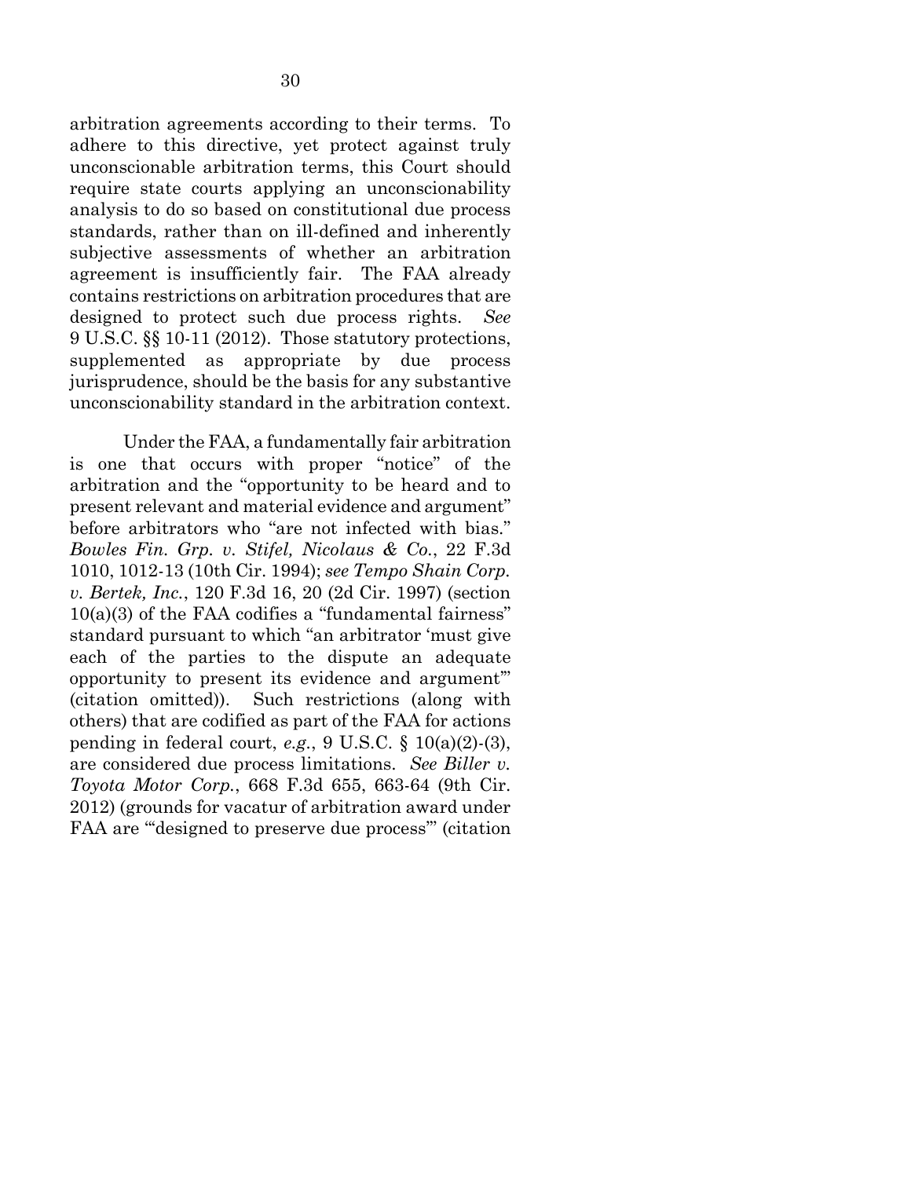arbitration agreements according to their terms. To adhere to this directive, yet protect against truly unconscionable arbitration terms, this Court should require state courts applying an unconscionability analysis to do so based on constitutional due process standards, rather than on ill-defined and inherently subjective assessments of whether an arbitration agreement is insufficiently fair. The FAA already contains restrictions on arbitration procedures that are designed to protect such due process rights. *See* 9 U.S.C. §§ 10-11 (2012). Those statutory protections, supplemented as appropriate by due process jurisprudence, should be the basis for any substantive unconscionability standard in the arbitration context.

Under the FAA, a fundamentally fair arbitration is one that occurs with proper "notice" of the arbitration and the "opportunity to be heard and to present relevant and material evidence and argument" before arbitrators who "are not infected with bias." *Bowles Fin. Grp. v. Stifel, Nicolaus & Co.*, 22 F.3d 1010, 1012-13 (10th Cir. 1994); *see Tempo Shain Corp. v. Bertek, Inc.*, 120 F.3d 16, 20 (2d Cir. 1997) (section 10(a)(3) of the FAA codifies a "fundamental fairness" standard pursuant to which "an arbitrator 'must give each of the parties to the dispute an adequate opportunity to present its evidence and argument'" (citation omitted)). Such restrictions (along with others) that are codified as part of the FAA for actions pending in federal court, *e.g.*, 9 U.S.C. § 10(a)(2)-(3), are considered due process limitations. *See Biller v. Toyota Motor Corp.*, 668 F.3d 655, 663-64 (9th Cir. 2012) (grounds for vacatur of arbitration award under FAA are "'designed to preserve due process'" (citation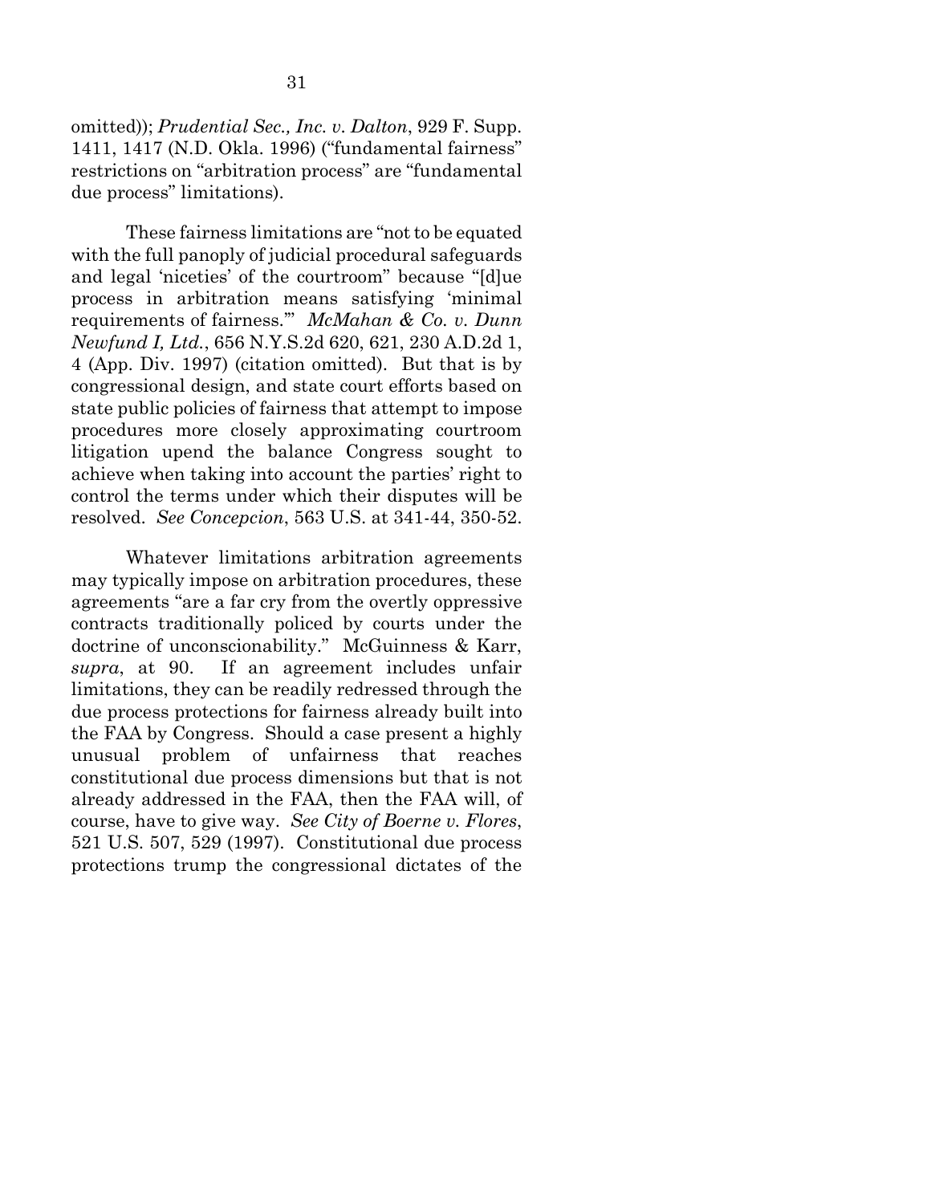omitted)); *Prudential Sec., Inc. v. Dalton*, 929 F. Supp. 1411, 1417 (N.D. Okla. 1996) ("fundamental fairness" restrictions on "arbitration process" are "fundamental due process" limitations).

These fairness limitations are "not to be equated with the full panoply of judicial procedural safeguards and legal 'niceties' of the courtroom" because "[d]ue process in arbitration means satisfying 'minimal requirements of fairness.'" *McMahan & Co. v. Dunn Newfund I, Ltd.*, 656 N.Y.S.2d 620, 621, 230 A.D.2d 1, 4 (App. Div. 1997) (citation omitted). But that is by congressional design, and state court efforts based on state public policies of fairness that attempt to impose procedures more closely approximating courtroom litigation upend the balance Congress sought to achieve when taking into account the parties' right to control the terms under which their disputes will be resolved. *See Concepcion*, 563 U.S. at 341-44, 350-52.

Whatever limitations arbitration agreements may typically impose on arbitration procedures, these agreements "are a far cry from the overtly oppressive contracts traditionally policed by courts under the doctrine of unconscionability." McGuinness & Karr, *supra*, at 90. If an agreement includes unfair limitations, they can be readily redressed through the due process protections for fairness already built into the FAA by Congress. Should a case present a highly unusual problem of unfairness that reaches constitutional due process dimensions but that is not already addressed in the FAA, then the FAA will, of course, have to give way. *See City of Boerne v. Flores*, 521 U.S. 507, 529 (1997). Constitutional due process protections trump the congressional dictates of the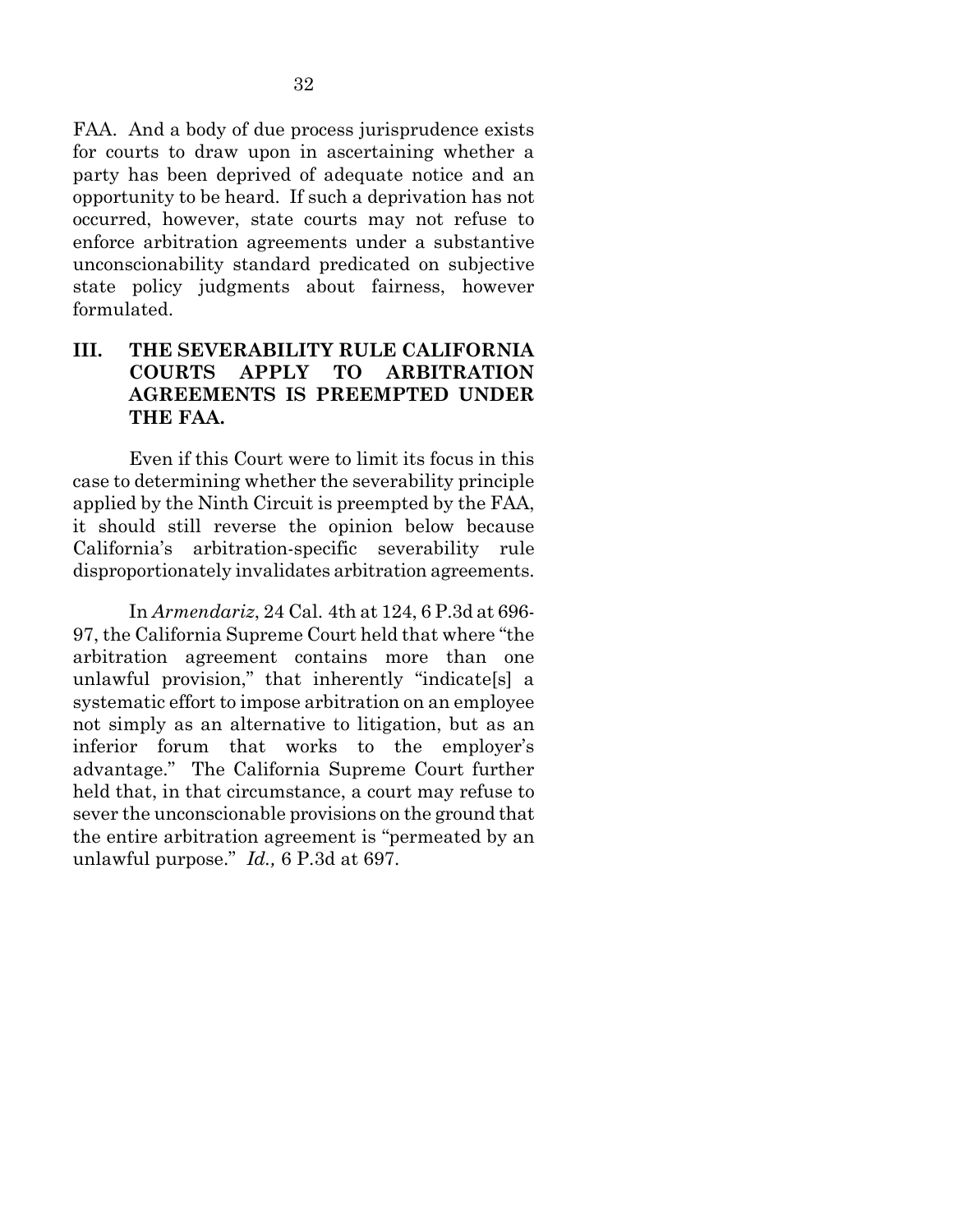FAA. And a body of due process jurisprudence exists for courts to draw upon in ascertaining whether a party has been deprived of adequate notice and an opportunity to be heard. If such a deprivation has not occurred, however, state courts may not refuse to enforce arbitration agreements under a substantive unconscionability standard predicated on subjective state policy judgments about fairness, however formulated.

## III. THE SEVERABILITY RULE CALIFORNIA COURTS APPLY TO ARBITRATION AGREEMENTS IS PREEMPTED UNDER THE FAA.

Even if this Court were to limit its focus in this case to determining whether the severability principle applied by the Ninth Circuit is preempted by the FAA, it should still reverse the opinion below because California's arbitration-specific severability rule disproportionately invalidates arbitration agreements.

In *Armendariz*, 24 Cal. 4th at 124, 6 P.3d at 696-97, the California Supreme Court held that where "the arbitration agreement contains more than one unlawful provision," that inherently "indicate[s] a systematic effort to impose arbitration on an employee not simply as an alternative to litigation, but as an inferior forum that works to the employer's advantage." The California Supreme Court further held that, in that circumstance, a court may refuse to sever the unconscionable provisions on the ground that the entire arbitration agreement is "permeated by an unlawful purpose." *Id.,* 6 P.3d at 697.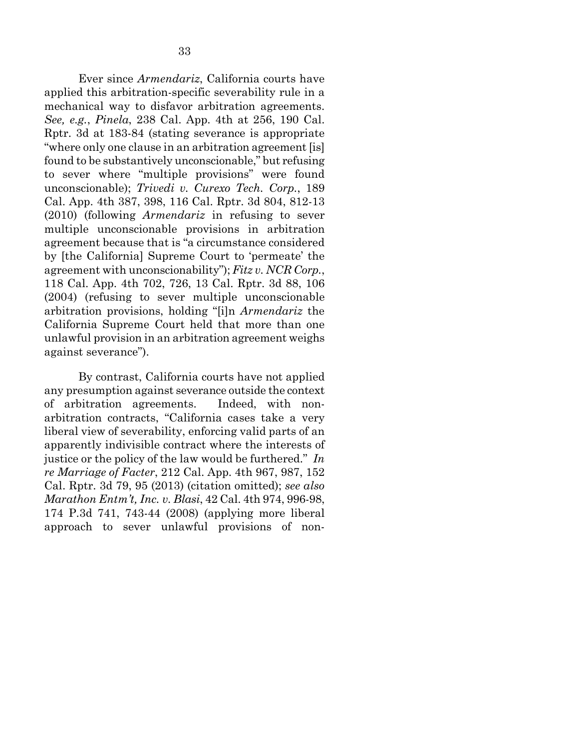Ever since *Armendariz*, California courts have applied this arbitration-specific severability rule in a mechanical way to disfavor arbitration agreements. *See, e.g.*, *Pinela*, 238 Cal. App. 4th at 256, 190 Cal. Rptr. 3d at 183-84 (stating severance is appropriate "where only one clause in an arbitration agreement [is] found to be substantively unconscionable," but refusing to sever where "multiple provisions" were found unconscionable); *Trivedi v. Curexo Tech. Corp.*, 189 Cal. App. 4th 387, 398, 116 Cal. Rptr. 3d 804, 812-13 (2010) (following *Armendariz* in refusing to sever multiple unconscionable provisions in arbitration agreement because that is "a circumstance considered by [the California] Supreme Court to 'permeate' the agreement with unconscionability"); *Fitz v. NCR Corp.*, 118 Cal. App. 4th 702, 726, 13 Cal. Rptr. 3d 88, 106 (2004) (refusing to sever multiple unconscionable arbitration provisions, holding "[i]n *Armendariz* the California Supreme Court held that more than one unlawful provision in an arbitration agreement weighs against severance").

By contrast, California courts have not applied any presumption against severance outside the context of arbitration agreements. Indeed, with non-arbitration contracts, "California cases take a very liberal view of severability, enforcing valid parts of an apparently indivisible contract where the interests of justice or the policy of the law would be furthered." *In re Marriage of Facter*, 212 Cal. App. 4th 967, 987, 152 Cal. Rptr. 3d 79, 95 (2013) (citation omitted); *see also Marathon Entm't, Inc. v. Blasi*, 42 Cal. 4th 974, 996-98, 174 P.3d 741, 743-44 (2008) (applying more liberal approach to sever unlawful provisions of non-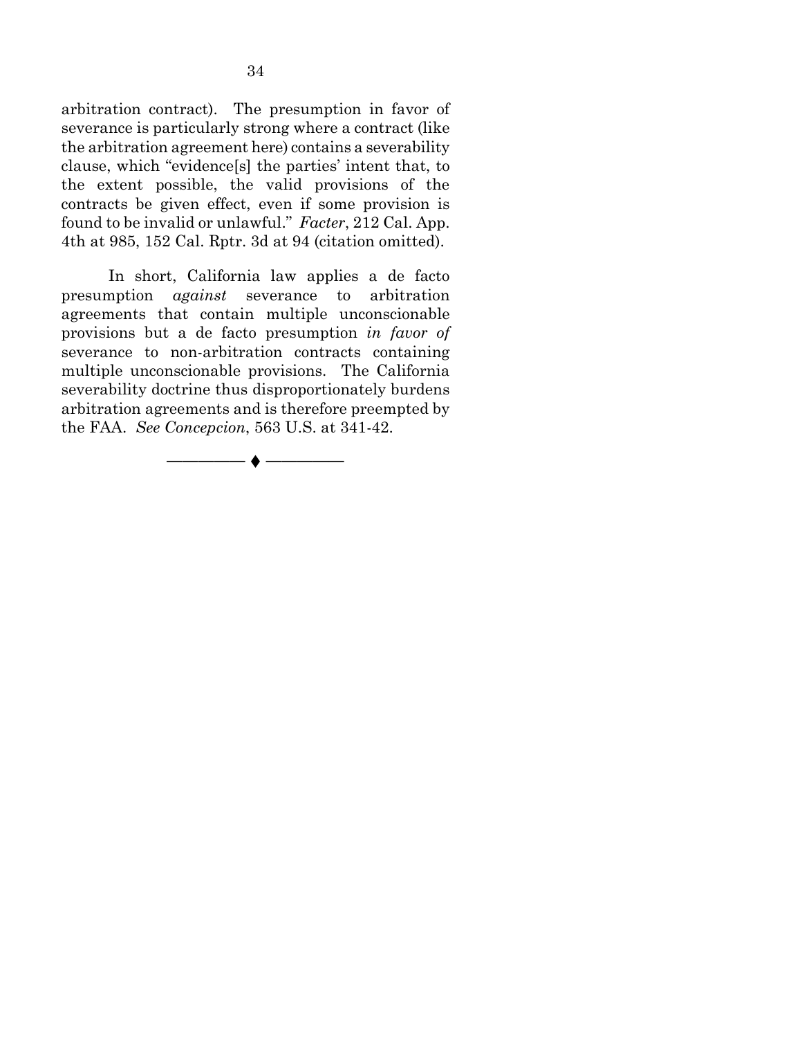arbitration contract). The presumption in favor of severance is particularly strong where a contract (like the arbitration agreement here) contains a severability clause, which "evidence[s] the parties' intent that, to the extent possible, the valid provisions of the contracts be given effect, even if some provision is found to be invalid or unlawful." *Facter*, 212 Cal. App. 4th at 985, 152 Cal. Rptr. 3d at 94 (citation omitted).

In short, California law applies a de facto presumption *against* severance to arbitration agreements that contain multiple unconscionable provisions but a de facto presumption *in favor of* severance to non-arbitration contracts containing multiple unconscionable provisions. The California severability doctrine thus disproportionately burdens arbitration agreements and is therefore preempted by the FAA. *See Concepcion*, 563 U.S. at 341-42.

———— ♦ ————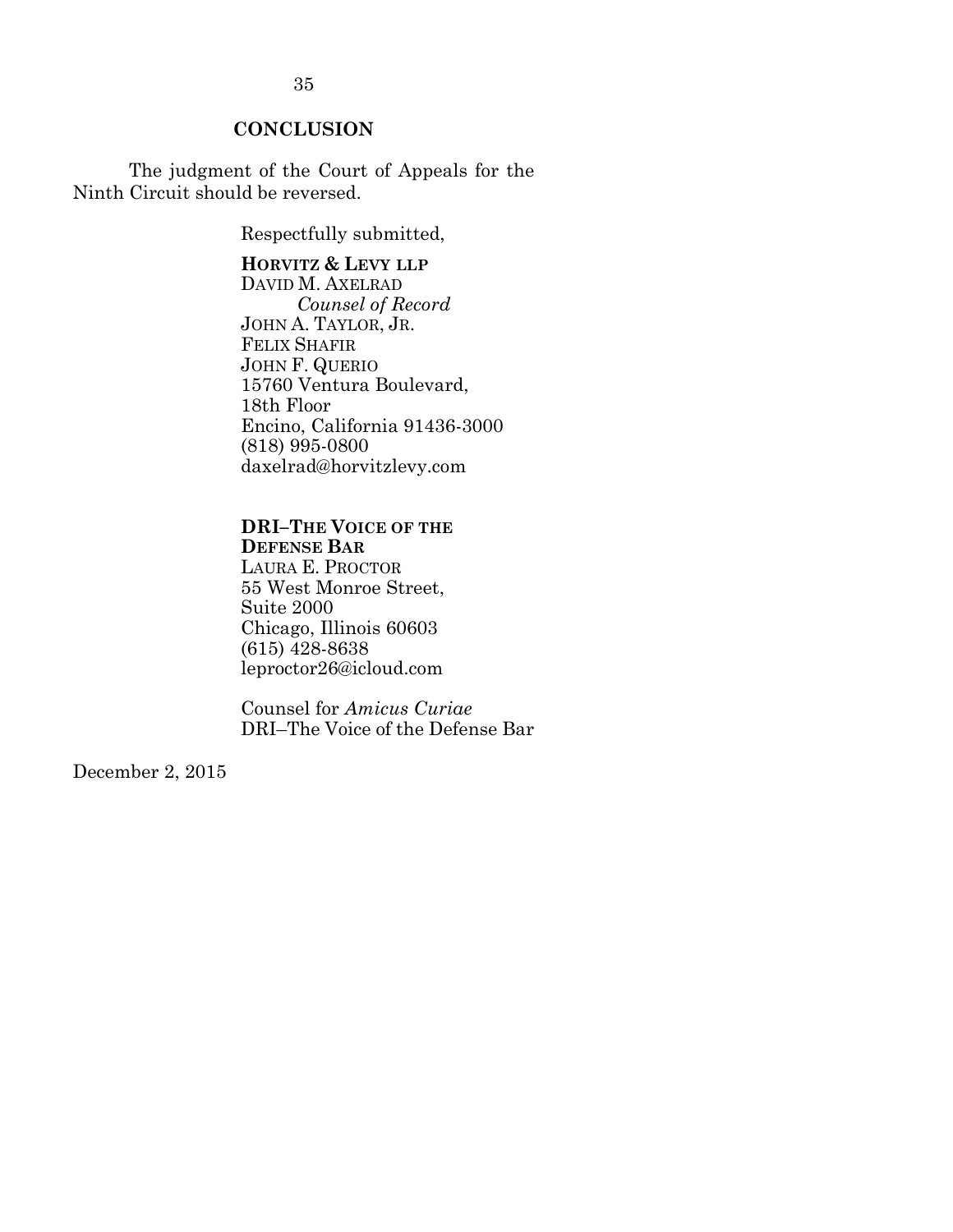## CONCLUSION

The judgment of the Court of Appeals for the Ninth Circuit should be reversed.

Respectfully submitted,

**HORVITZ & LEVY LLP**
DAVID M. AXELRAD
*Counsel of Record*
JOHN A. TAYLOR, JR.
FELIX SHAFIR
JOHN F. QUERIO
15760 Ventura Boulevard,
18th Floor
Encino, California 91436-3000
(818) 995-0800
daxelrad@horvitzlevy.com

**DRI–THE VOICE OF THE DEFENSE BAR**
LAURA E. PROCTOR
55 West Monroe Street,
Suite 2000
Chicago, Illinois 60603
(615) 428-8638
leproctor26@icloud.com

Counsel for *Amicus Curiae*
DRI–The Voice of the Defense Bar

December 2, 2015